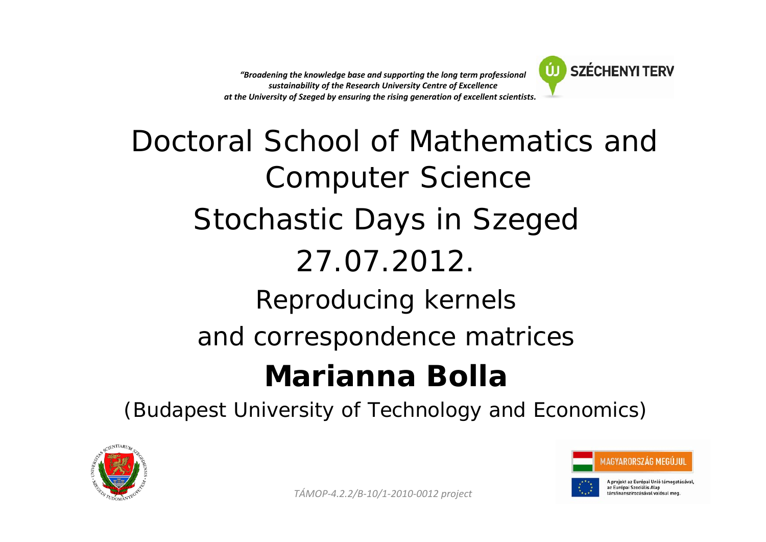*"Broadening the knowledge base and supporting the long term professional sustainability of the Research University Centre of Excellence at the University of Szeged by ensuring the rising generation of excellent scientists.*

ÚJ SZÉCHENYI TERV

# Doctoral School of Mathematics and Computer Science

## Stochastic Days in Szeged

## 27.07.2012.

## Reproducing kernels and correspondence matrices

## **Marianna Bolla**

(Budapest University of Technology and Economics)

MAGYARORSZÁG MEGÚJUL

A projekt az Európai Unió támogatásával, az Európai Szociális Alap társfinanszírozásával valósul meg.

*TÁMOP-4.2.2/B-10/1-2010-0012 project*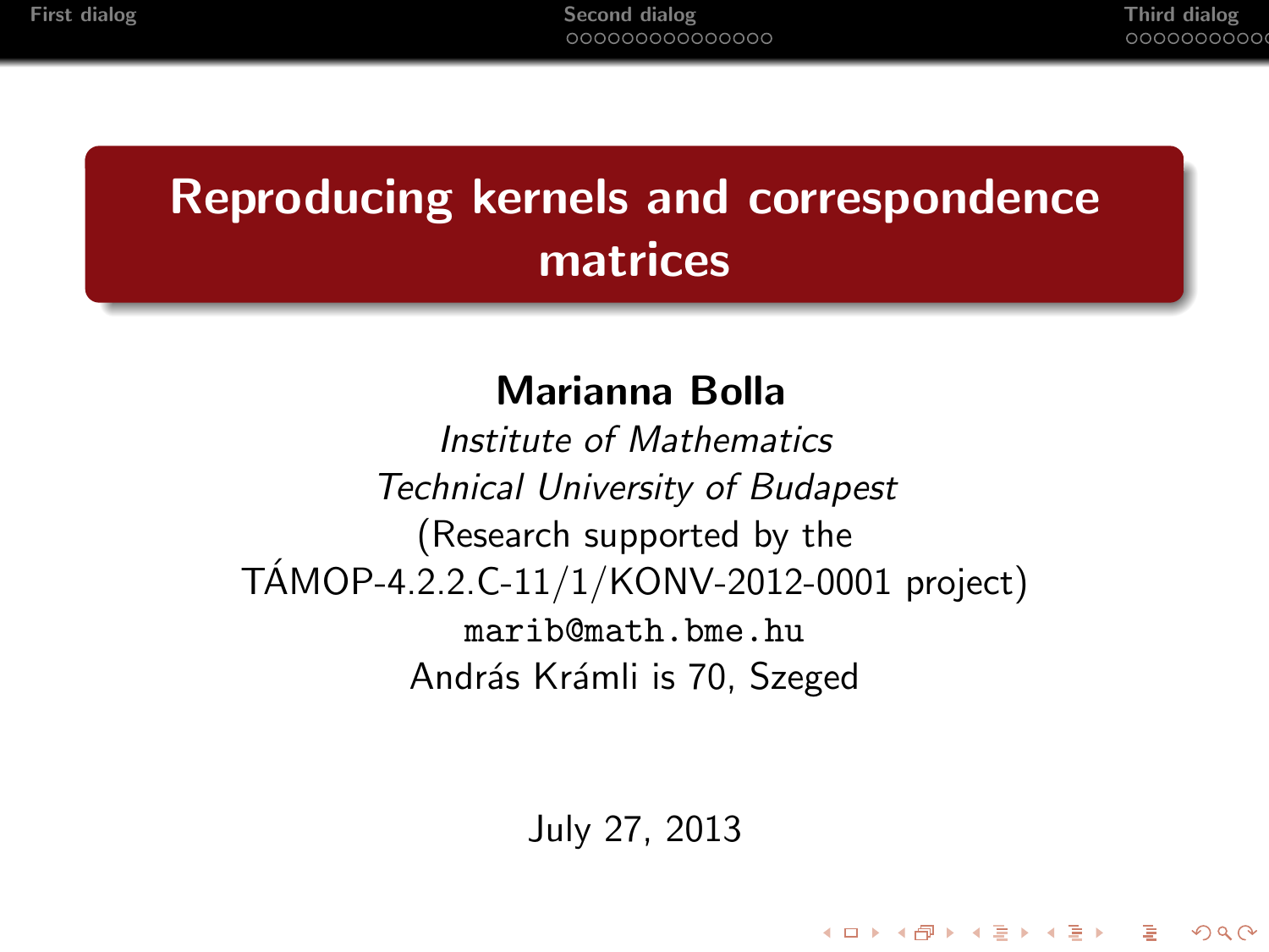# Reproducing kernels and correspondence matrices

**Marianna Bolla**

*Institute of Mathematics*

*Technical University of Budapest*

(Research supported by the TÁMOP-4.2.2.C-11/1/KONV-2012-0001 project)

`marib@math.bme.hu`

András Krámli is 70, Szeged

July 27, 2013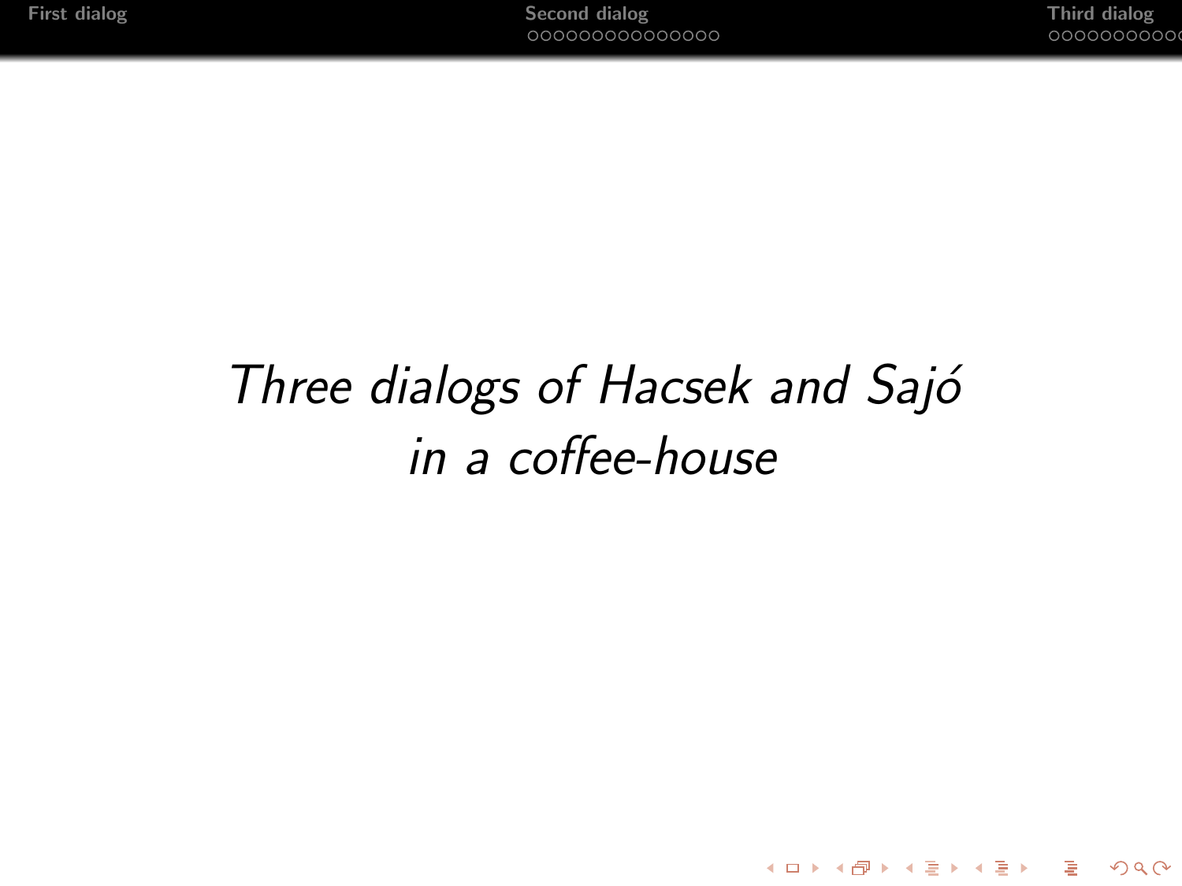*Three dialogs of Hacsek and Sajó*
*in a coffee-house*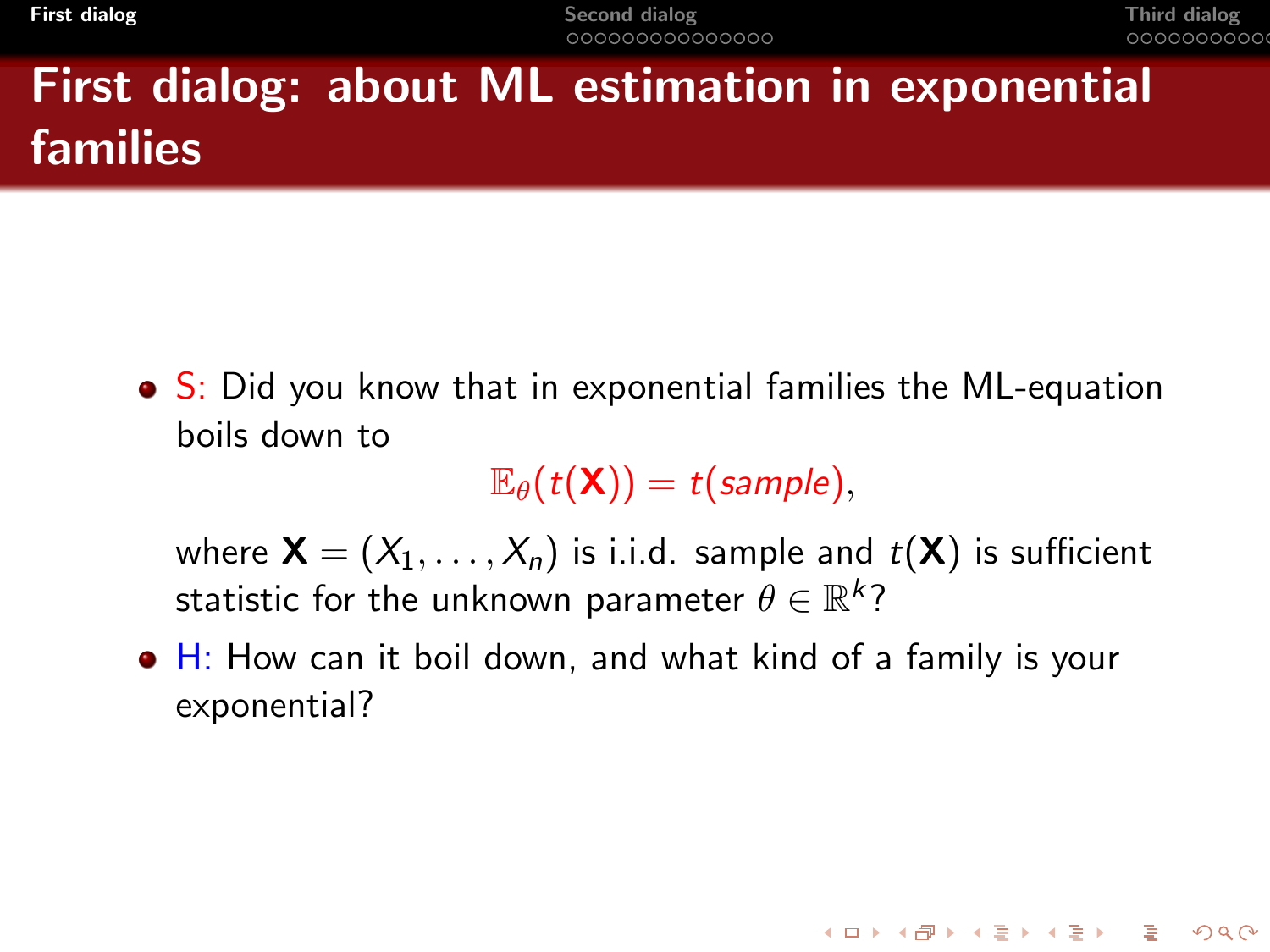# First dialog: about ML estimation in exponential families

- S: Did you know that in exponential families the ML-equation boils down to

$$\mathbb{E}_\theta(t(\mathbf{X})) = t(\mathit{sample}),$$

where $\mathbf{X} = (X_1, \dots, X_n)$ is i.i.d. sample and $t(\mathbf{X})$ is sufficient statistic for the unknown parameter $\theta \in \mathbb{R}^k$?

- H: How can it boil down, and what kind of a family is your exponential?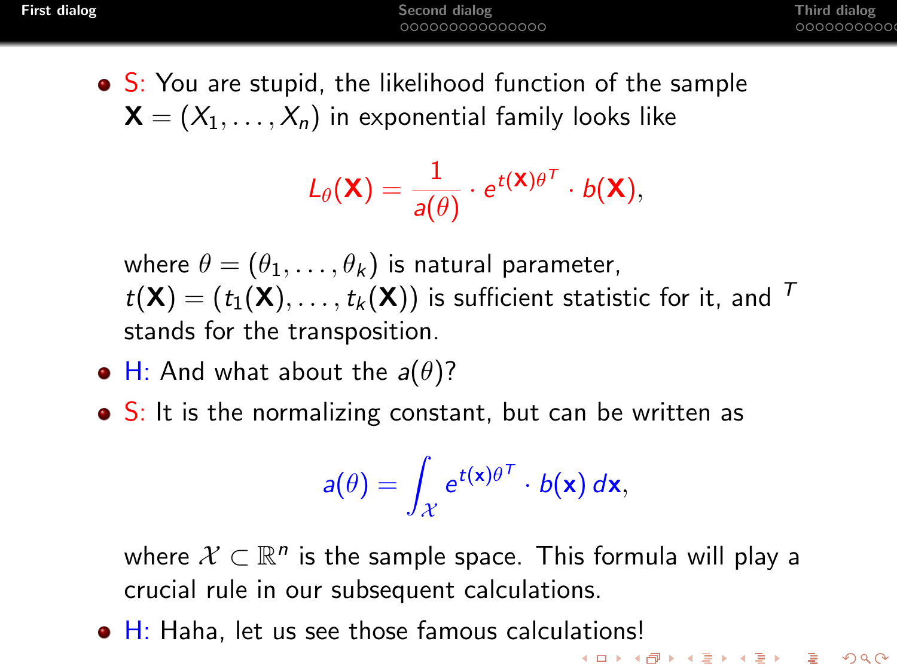- S: You are stupid, the likelihood function of the sample $\mathbf{X} = (X_1, \ldots, X_n)$ in exponential family looks like

$$L_\theta(\mathbf{X}) = \frac{1}{a(\theta)} \cdot e^{t(\mathbf{X})\theta^T} \cdot b(\mathbf{X}),$$

  where $\theta = (\theta_1, \ldots, \theta_k)$ is natural parameter, $t(\mathbf{X}) = (t_1(\mathbf{X}), \ldots, t_k(\mathbf{X}))$ is sufficient statistic for it, and $^T$ stands for the transposition.

- H: And what about the $a(\theta)$?
- S: It is the normalizing constant, but can be written as

$$a(\theta) = \int_{\mathcal{X}} e^{t(\mathbf{x})\theta^T} \cdot b(\mathbf{x})\, d\mathbf{x},$$

  where $\mathcal{X} \subset \mathbb{R}^n$ is the sample space. This formula will play a crucial rule in our subsequent calculations.

- H: Haha, let us see those famous calculations!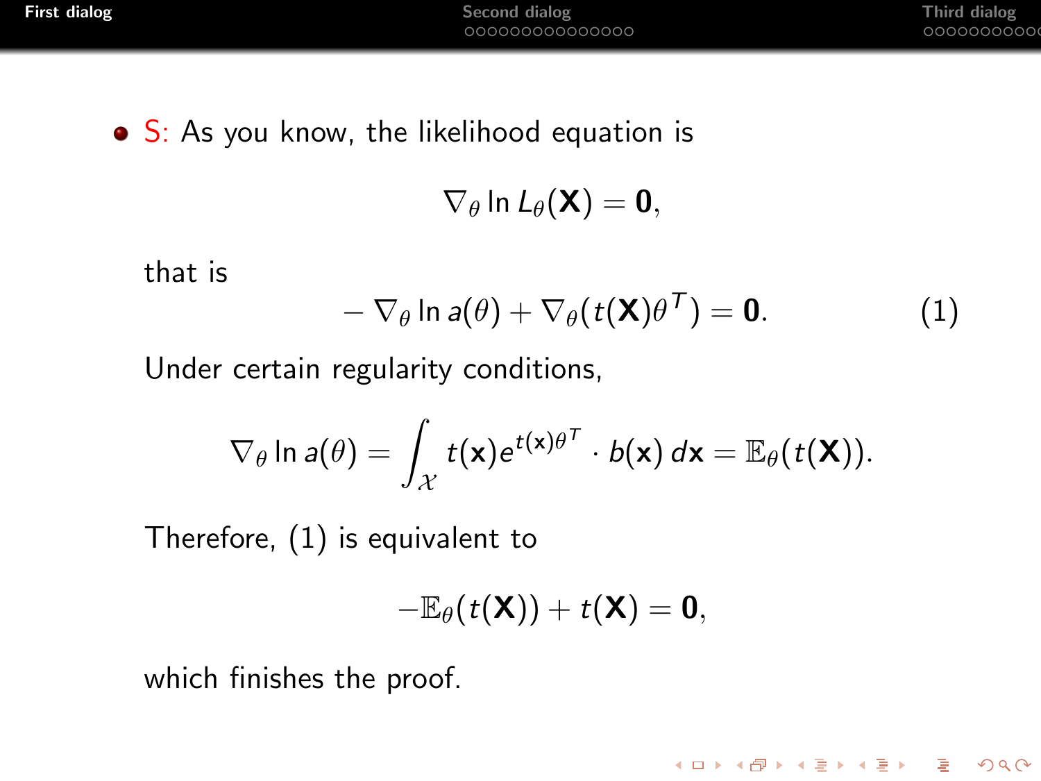- S: As you know, the likelihood equation is

$$\nabla_\theta \ln L_\theta(\mathbf{X}) = \mathbf{0},$$

that is

$$-\nabla_\theta \ln a(\theta) + \nabla_\theta(t(\mathbf{X})\theta^T) = \mathbf{0}. \tag{1}$$

Under certain regularity conditions,

$$\nabla_\theta \ln a(\theta) = \int_{\mathcal{X}} t(\mathbf{x}) e^{t(\mathbf{x})\theta^T} \cdot b(\mathbf{x})\, d\mathbf{x} = \mathbb{E}_\theta(t(\mathbf{X})).$$

Therefore, (1) is equivalent to

$$-\mathbb{E}_\theta(t(\mathbf{X})) + t(\mathbf{X}) = \mathbf{0},$$

which finishes the proof.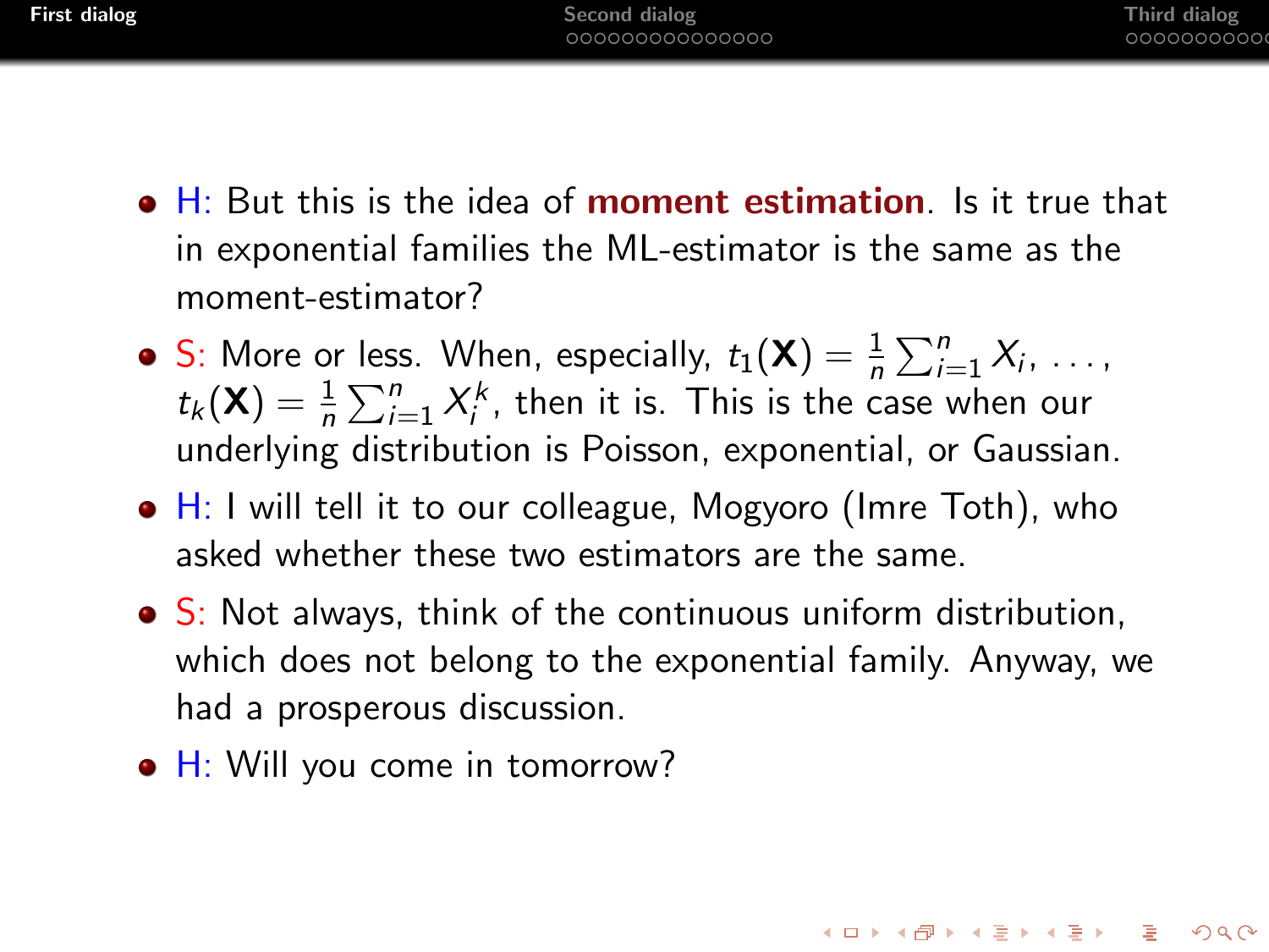- H: But this is the idea of **moment estimation**. Is it true that in exponential families the ML-estimator is the same as the moment-estimator?
- S: More or less. When, especially, $t_1(\mathbf{X}) = \frac{1}{n}\sum_{i=1}^{n} X_i, \dots,$ $t_k(\mathbf{X}) = \frac{1}{n}\sum_{i=1}^{n} X_i^k$, then it is. This is the case when our underlying distribution is Poisson, exponential, or Gaussian.
- H: I will tell it to our colleague, Mogyoro (Imre Toth), who asked whether these two estimators are the same.
- S: Not always, think of the continuous uniform distribution, which does not belong to the exponential family. Anyway, we had a prosperous discussion.
- H: Will you come in tomorrow?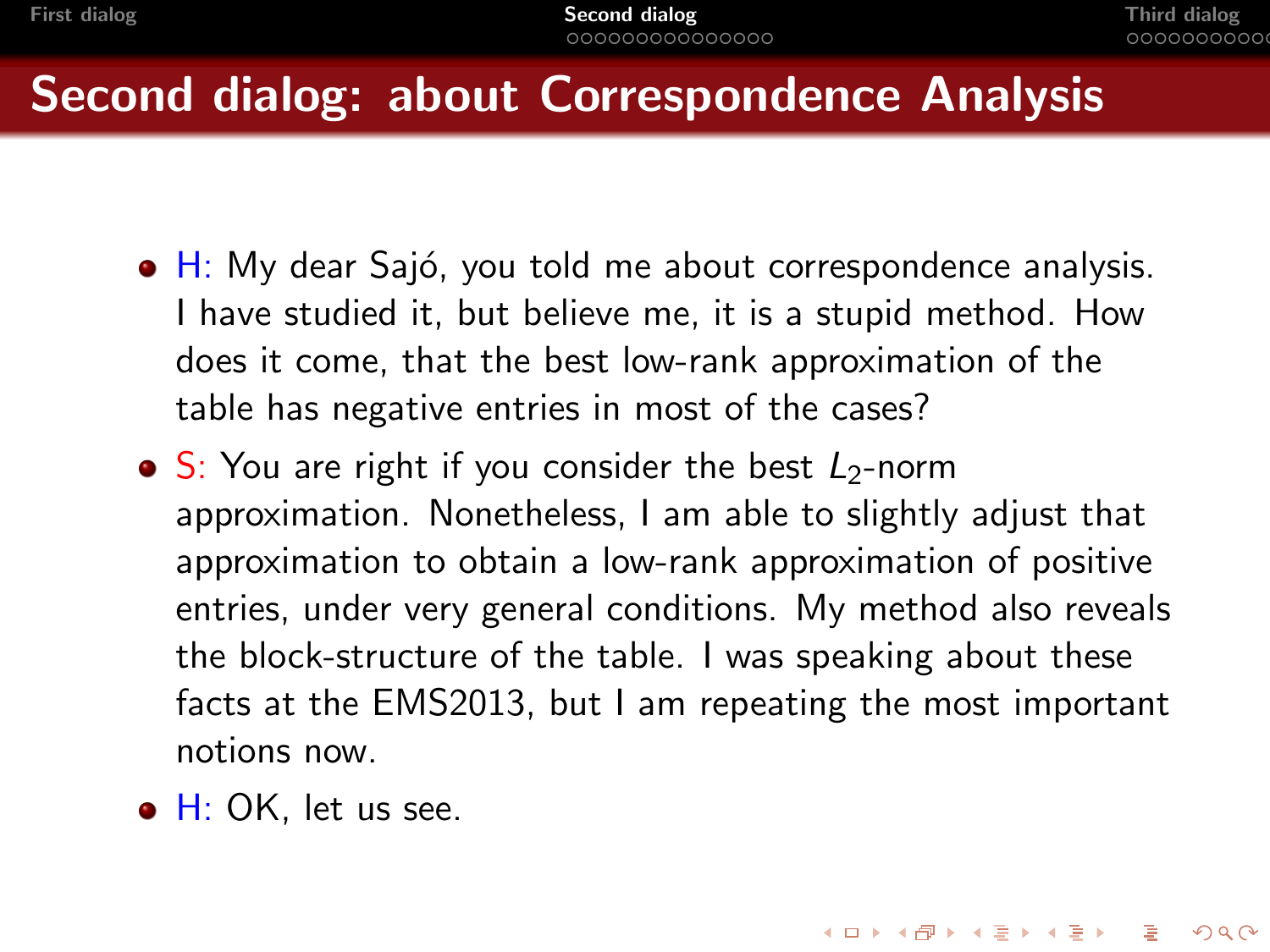# Second dialog: about Correspondence Analysis

- H: My dear Sajó, you told me about correspondence analysis. I have studied it, but believe me, it is a stupid method. How does it come, that the best low-rank approximation of the table has negative entries in most of the cases?
- S: You are right if you consider the best $L_2$-norm approximation. Nonetheless, I am able to slightly adjust that approximation to obtain a low-rank approximation of positive entries, under very general conditions. My method also reveals the block-structure of the table. I was speaking about these facts at the EMS2013, but I am repeating the most important notions now.
- H: OK, let us see.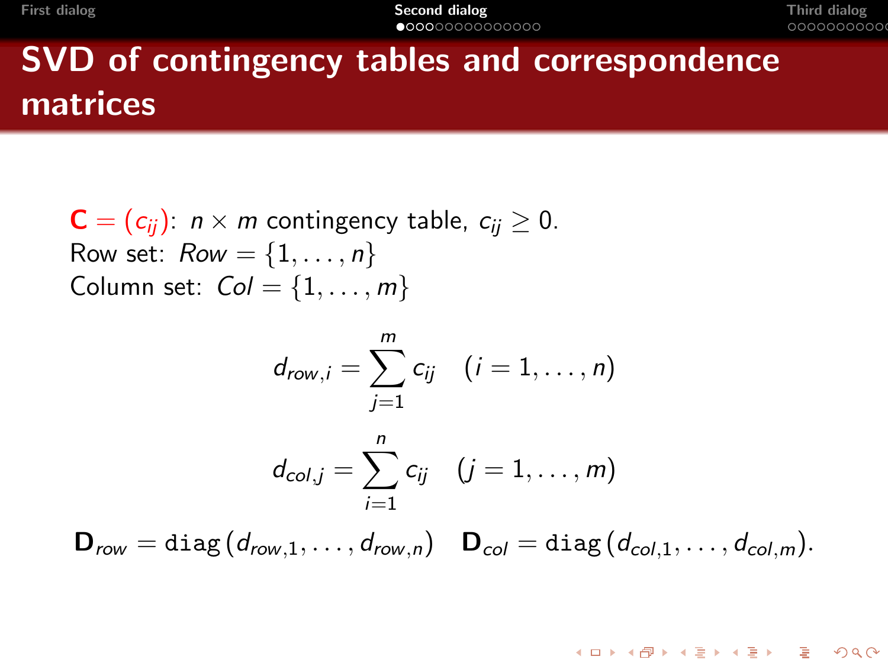# SVD of contingency tables and correspondence matrices

$\mathbf{C} = (c_{ij})$: $n \times m$ contingency table, $c_{ij} \geq 0$.
Row set: $Row = \{1, \dots, n\}$
Column set: $Col = \{1, \dots, m\}$

$$d_{row,i} = \sum_{j=1}^{m} c_{ij} \quad (i = 1, \dots, n)$$

$$d_{col,j} = \sum_{i=1}^{n} c_{ij} \quad (j = 1, \dots, m)$$

$$\mathbf{D}_{row} = \texttt{diag}\left(d_{row,1}, \dots, d_{row,n}\right) \quad \mathbf{D}_{col} = \texttt{diag}\left(d_{col,1}, \dots, d_{col,m}\right).$$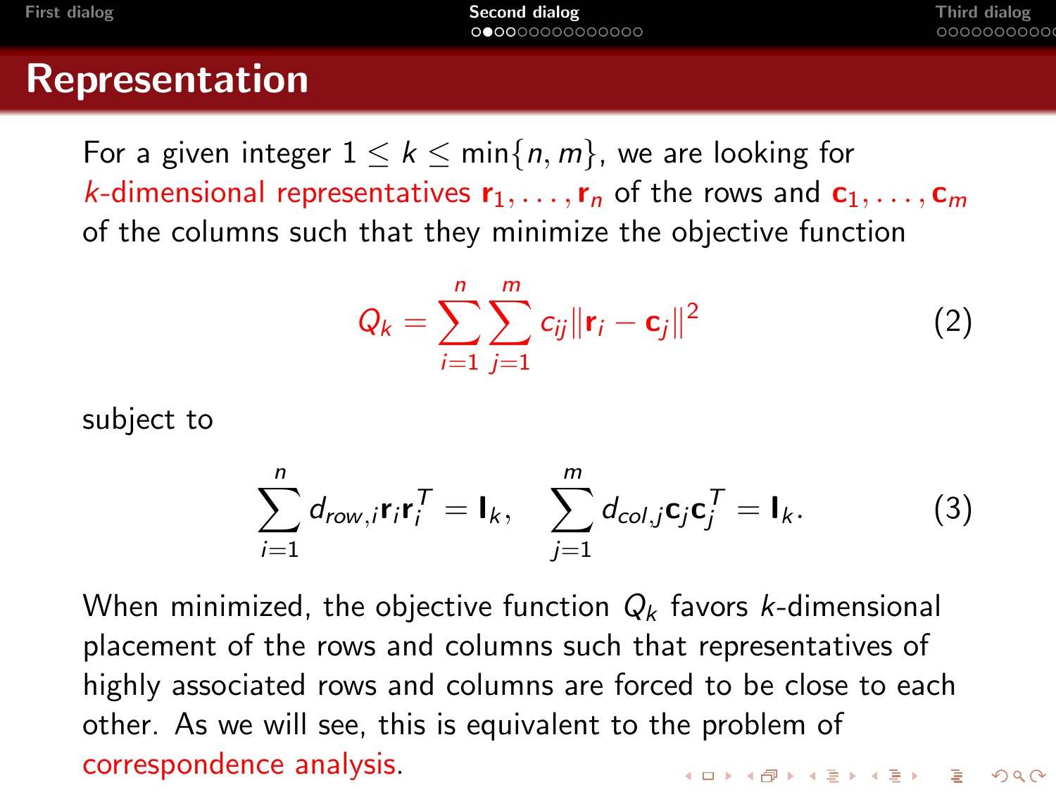# Representation

For a given integer $1 \leq k \leq \min\{n, m\}$, we are looking for $k$-dimensional representatives $\mathbf{r}_1, \dots, \mathbf{r}_n$ of the rows and $\mathbf{c}_1, \dots, \mathbf{c}_m$ of the columns such that they minimize the objective function

$$Q_k = \sum_{i=1}^{n} \sum_{j=1}^{m} c_{ij} \|\mathbf{r}_i - \mathbf{c}_j\|^2 \tag{2}$$

subject to

$$\sum_{i=1}^{n} d_{row,i} \mathbf{r}_i \mathbf{r}_i^T = \mathbf{I}_k, \quad \sum_{j=1}^{m} d_{col,j} \mathbf{c}_j \mathbf{c}_j^T = \mathbf{I}_k. \tag{3}$$

When minimized, the objective function $Q_k$ favors $k$-dimensional placement of the rows and columns such that representatives of highly associated rows and columns are forced to be close to each other. As we will see, this is equivalent to the problem of correspondence analysis.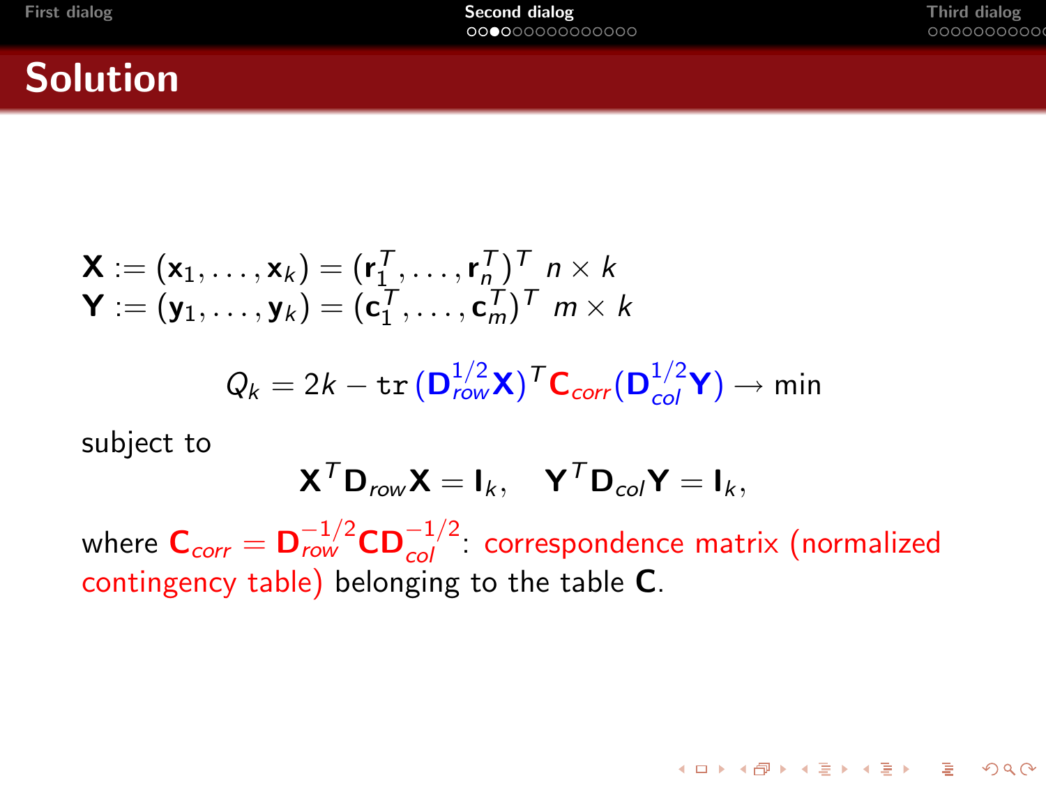# Solution

$$\mathbf{X} := (\mathbf{x}_1, \ldots, \mathbf{x}_k) = (\mathbf{r}_1^T, \ldots, \mathbf{r}_n^T)^T \;\; n \times k$$
$$\mathbf{Y} := (\mathbf{y}_1, \ldots, \mathbf{y}_k) = (\mathbf{c}_1^T, \ldots, \mathbf{c}_m^T)^T \;\; m \times k$$

$$Q_k = 2k - \mathrm{tr}\, (\mathbf{D}_{row}^{1/2}\mathbf{X})^T \mathbf{C}_{corr} (\mathbf{D}_{col}^{1/2}\mathbf{Y}) \to \min$$

subject to

$$\mathbf{X}^T \mathbf{D}_{row} \mathbf{X} = \mathbf{I}_k, \quad \mathbf{Y}^T \mathbf{D}_{col} \mathbf{Y} = \mathbf{I}_k,$$

where $\mathbf{C}_{corr} = \mathbf{D}_{row}^{-1/2}\mathbf{C}\mathbf{D}_{col}^{-1/2}$: correspondence matrix (normalized contingency table) belonging to the table $\mathbf{C}$.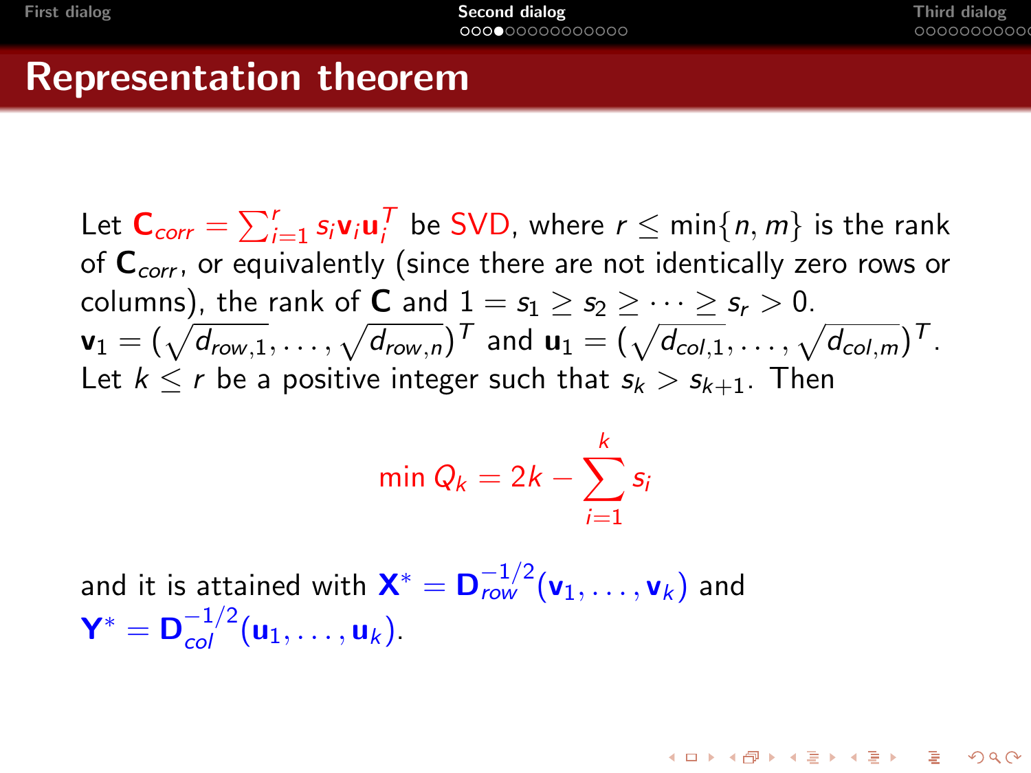# Representation theorem

Let $\mathbf{C}_{corr} = \sum_{i=1}^{r} s_i \mathbf{v}_i \mathbf{u}_i^T$ be SVD, where $r \leq \min\{n, m\}$ is the rank of $\mathbf{C}_{corr}$, or equivalently (since there are not identically zero rows or columns), the rank of $\mathbf{C}$ and $1 = s_1 \geq s_2 \geq \cdots \geq s_r > 0$.
$\mathbf{v}_1 = (\sqrt{d_{row,1}}, \ldots, \sqrt{d_{row,n}})^T$ and $\mathbf{u}_1 = (\sqrt{d_{col,1}}, \ldots, \sqrt{d_{col,m}})^T$.
Let $k \leq r$ be a positive integer such that $s_k > s_{k+1}$. Then

$$\min Q_k = 2k - \sum_{i=1}^{k} s_i$$

and it is attained with $\mathbf{X}^* = \mathbf{D}_{row}^{-1/2}(\mathbf{v}_1, \ldots, \mathbf{v}_k)$ and $\mathbf{Y}^* = \mathbf{D}_{col}^{-1/2}(\mathbf{u}_1, \ldots, \mathbf{u}_k)$.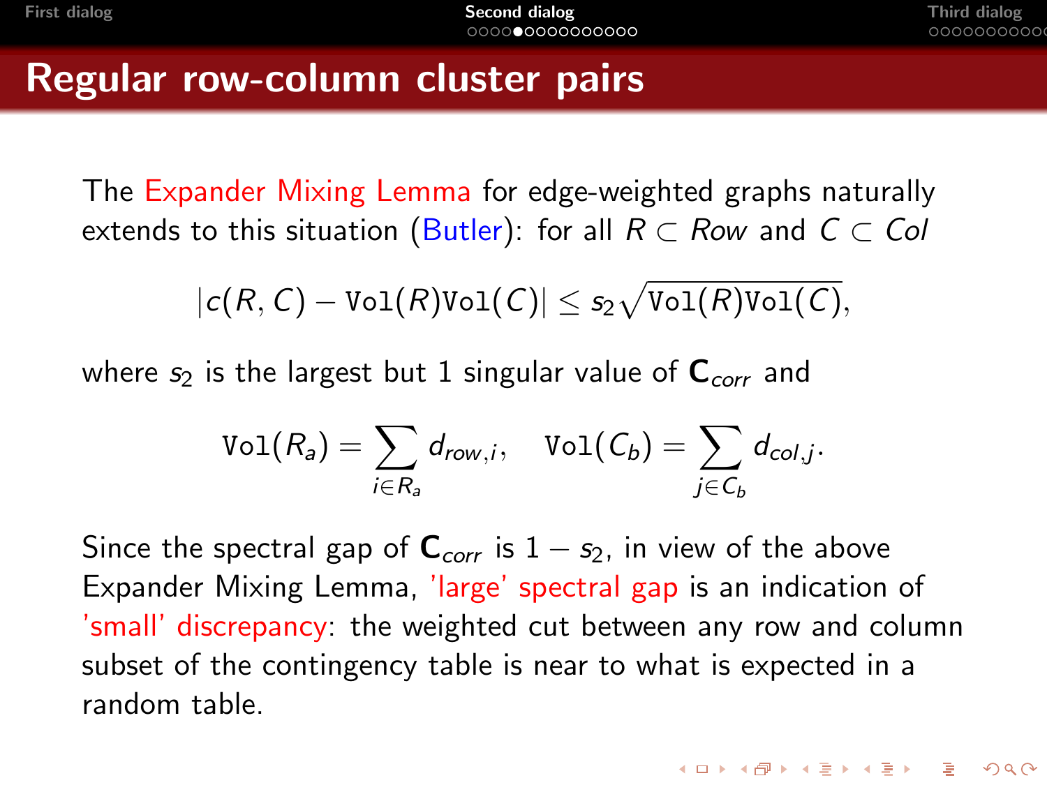# Regular row-column cluster pairs

The Expander Mixing Lemma for edge-weighted graphs naturally extends to this situation (Butler): for all $R \subset Row$ and $C \subset Col$

$$|c(R,C) - \texttt{Vol}(R)\texttt{Vol}(C)| \leq s_2 \sqrt{\texttt{Vol}(R)\texttt{Vol}(C)},$$

where $s_2$ is the largest but 1 singular value of $\mathbf{C}_{corr}$ and

$$\texttt{Vol}(R_a) = \sum_{i \in R_a} d_{row,i}, \quad \texttt{Vol}(C_b) = \sum_{j \in C_b} d_{col,j}.$$

Since the spectral gap of $\mathbf{C}_{corr}$ is $1 - s_2$, in view of the above Expander Mixing Lemma, 'large' spectral gap is an indication of 'small' discrepancy: the weighted cut between any row and column subset of the contingency table is near to what is expected in a random table.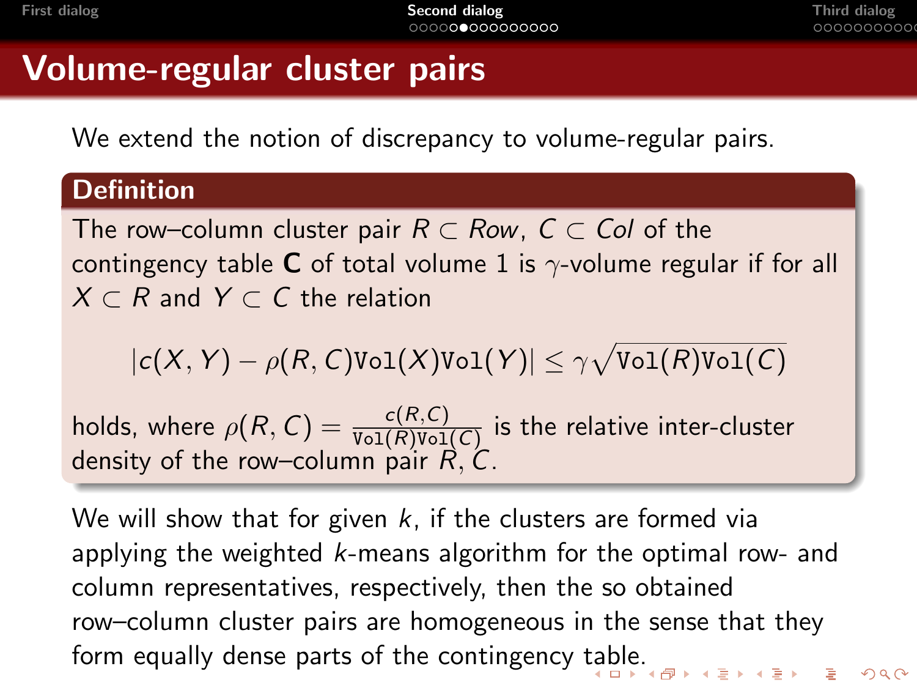# Volume-regular cluster pairs

We extend the notion of discrepancy to volume-regular pairs.

**Definition**

The row–column cluster pair $R \subset Row$, $C \subset Col$ of the contingency table $\mathbf{C}$ of total volume 1 is $\gamma$-volume regular if for all $X \subset R$ and $Y \subset C$ the relation

$$|c(X,Y) - \rho(R,C)\texttt{Vol}(X)\texttt{Vol}(Y)| \leq \gamma\sqrt{\texttt{Vol}(R)\texttt{Vol}(C)}$$

holds, where $\rho(R,C) = \frac{c(R,C)}{\texttt{Vol}(R)\texttt{Vol}(C)}$ is the relative inter-cluster density of the row–column pair $R, C$.

We will show that for given $k$, if the clusters are formed via applying the weighted $k$-means algorithm for the optimal row- and column representatives, respectively, then the so obtained row–column cluster pairs are homogeneous in the sense that they form equally dense parts of the contingency table.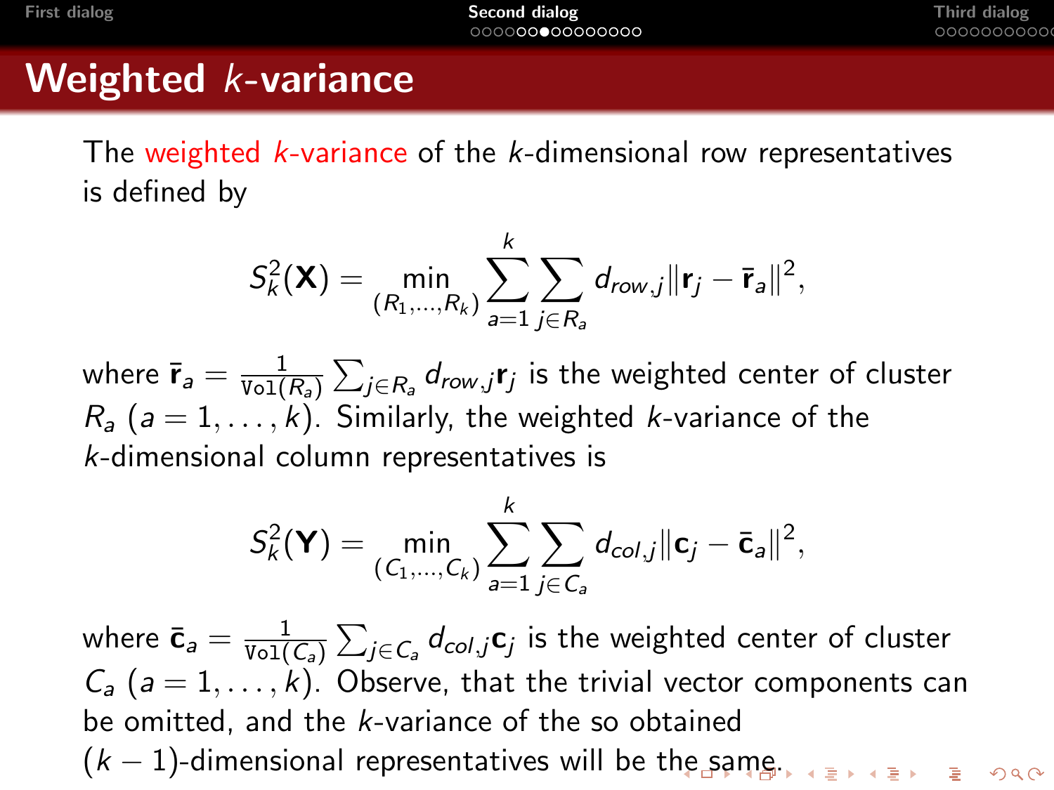# Weighted $k$-variance

The weighted $k$-variance of the $k$-dimensional row representatives is defined by

$$S_k^2(\mathbf{X}) = \min_{(R_1,\dots,R_k)} \sum_{a=1}^{k} \sum_{j \in R_a} d_{row,j} \|\mathbf{r}_j - \bar{\mathbf{r}}_a\|^2,$$

where $\bar{\mathbf{r}}_a = \frac{1}{\mathtt{Vol}(R_a)} \sum_{j \in R_a} d_{row,j} \mathbf{r}_j$ is the weighted center of cluster $R_a$ ($a = 1, \dots, k$). Similarly, the weighted $k$-variance of the $k$-dimensional column representatives is

$$S_k^2(\mathbf{Y}) = \min_{(C_1,\dots,C_k)} \sum_{a=1}^{k} \sum_{j \in C_a} d_{col,j} \|\mathbf{c}_j - \bar{\mathbf{c}}_a\|^2,$$

where $\bar{\mathbf{c}}_a = \frac{1}{\mathtt{Vol}(C_a)} \sum_{j \in C_a} d_{col,j} \mathbf{c}_j$ is the weighted center of cluster $C_a$ ($a = 1, \dots, k$). Observe, that the trivial vector components can be omitted, and the $k$-variance of the so obtained $(k-1)$-dimensional representatives will be the same.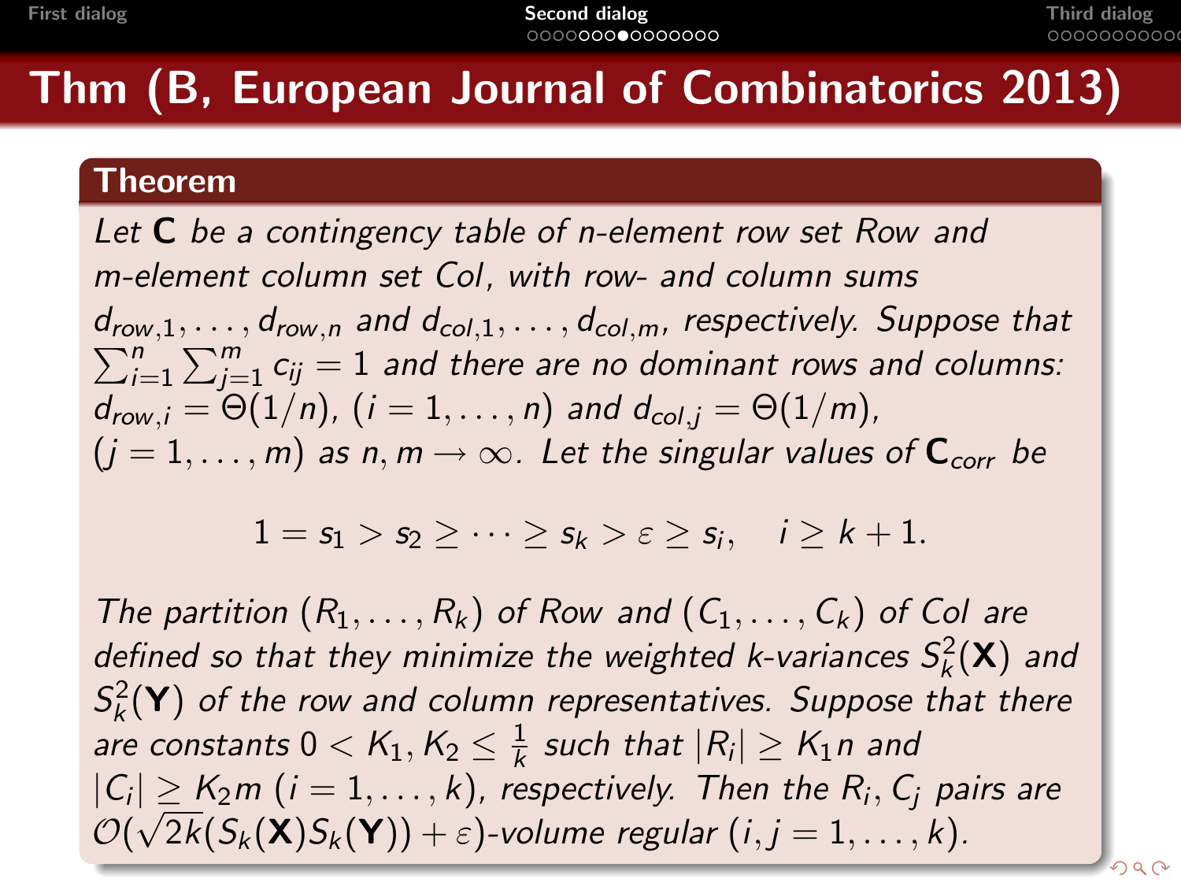# Thm (B, European Journal of Combinatorics 2013)

**Theorem**

*Let* **C** *be a contingency table of n-element row set Row and m-element column set Col, with row- and column sums* $d_{row,1}, \dots, d_{row,n}$ *and* $d_{col,1}, \dots, d_{col,m}$*, respectively. Suppose that* $\sum_{i=1}^{n}\sum_{j=1}^{m} c_{ij} = 1$ *and there are no dominant rows and columns:* $d_{row,i} = \Theta(1/n)$, $(i = 1, \dots, n)$ *and* $d_{col,j} = \Theta(1/m)$, $(j = 1, \dots, m)$ *as* $n, m \to \infty$*. Let the singular values of* $\mathbf{C}_{corr}$ *be*

$$1 = s_1 > s_2 \geq \dots \geq s_k > \varepsilon \geq s_i, \quad i \geq k+1.$$

*The partition* $(R_1, \dots, R_k)$ *of Row and* $(C_1, \dots, C_k)$ *of Col are defined so that they minimize the weighted k-variances* $S_k^2(\mathbf{X})$ *and* $S_k^2(\mathbf{Y})$ *of the row and column representatives. Suppose that there are constants* $0 < K_1, K_2 \leq \frac{1}{k}$ *such that* $|R_i| \geq K_1 n$ *and* $|C_i| \geq K_2 m$ $(i = 1, \dots, k)$*, respectively. Then the* $R_i, C_j$ *pairs are* $\mathcal{O}(\sqrt{2k}(S_k(\mathbf{X})S_k(\mathbf{Y})) + \varepsilon)$*-volume regular* $(i, j = 1, \dots, k)$*.*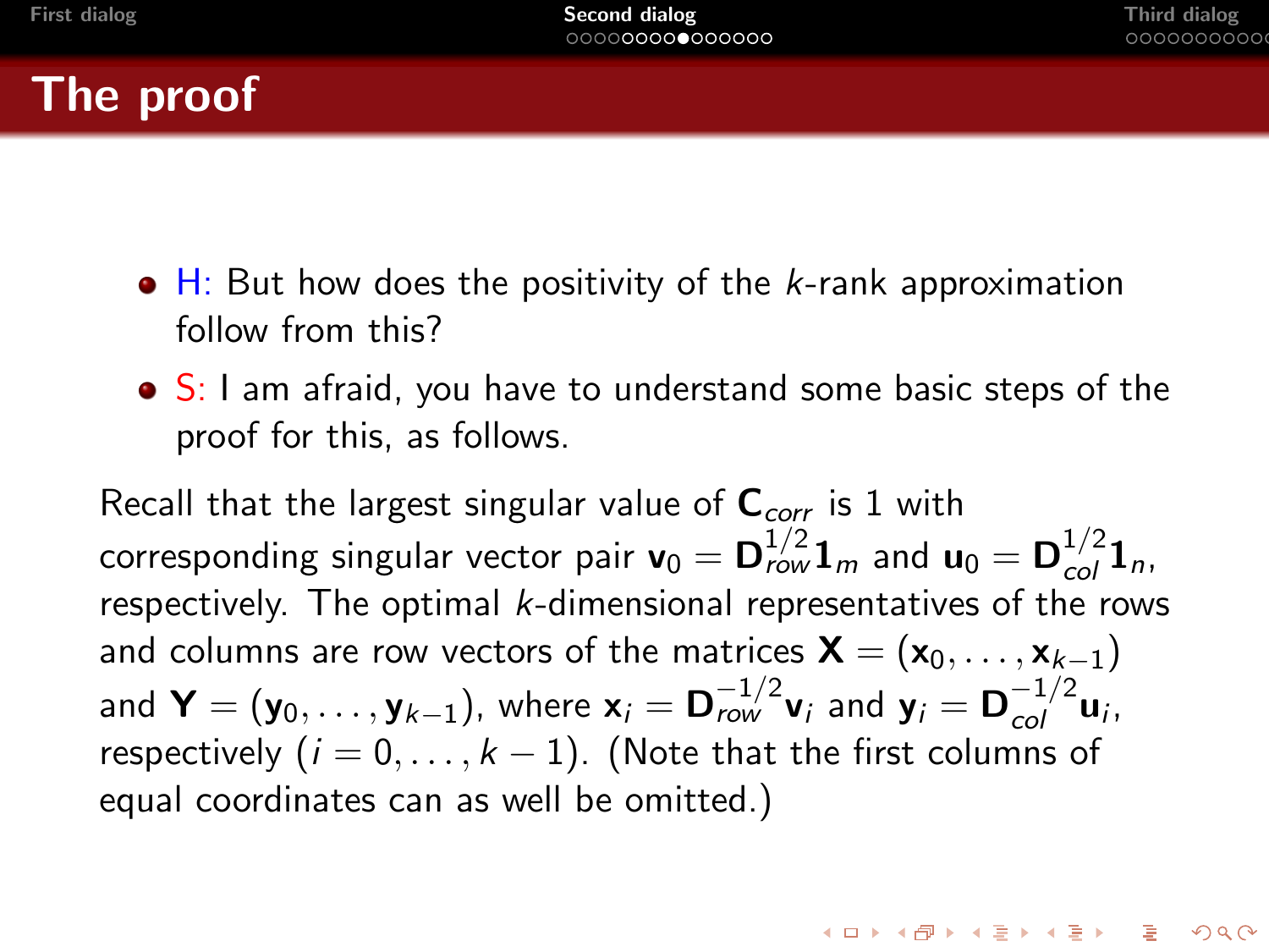# The proof

- H: But how does the positivity of the $k$-rank approximation follow from this?
- S: I am afraid, you have to understand some basic steps of the proof for this, as follows.

Recall that the largest singular value of $\mathbf{C}_{corr}$ is 1 with corresponding singular vector pair $\mathbf{v}_0 = \mathbf{D}_{row}^{1/2}\mathbf{1}_m$ and $\mathbf{u}_0 = \mathbf{D}_{col}^{1/2}\mathbf{1}_n$, respectively. The optimal $k$-dimensional representatives of the rows and columns are row vectors of the matrices $\mathbf{X} = (\mathbf{x}_0, \dots, \mathbf{x}_{k-1})$ and $\mathbf{Y} = (\mathbf{y}_0, \dots, \mathbf{y}_{k-1})$, where $\mathbf{x}_i = \mathbf{D}_{row}^{-1/2}\mathbf{v}_i$ and $\mathbf{y}_i = \mathbf{D}_{col}^{-1/2}\mathbf{u}_i$, respectively ($i = 0, \dots, k-1$). (Note that the first columns of equal coordinates can as well be omitted.)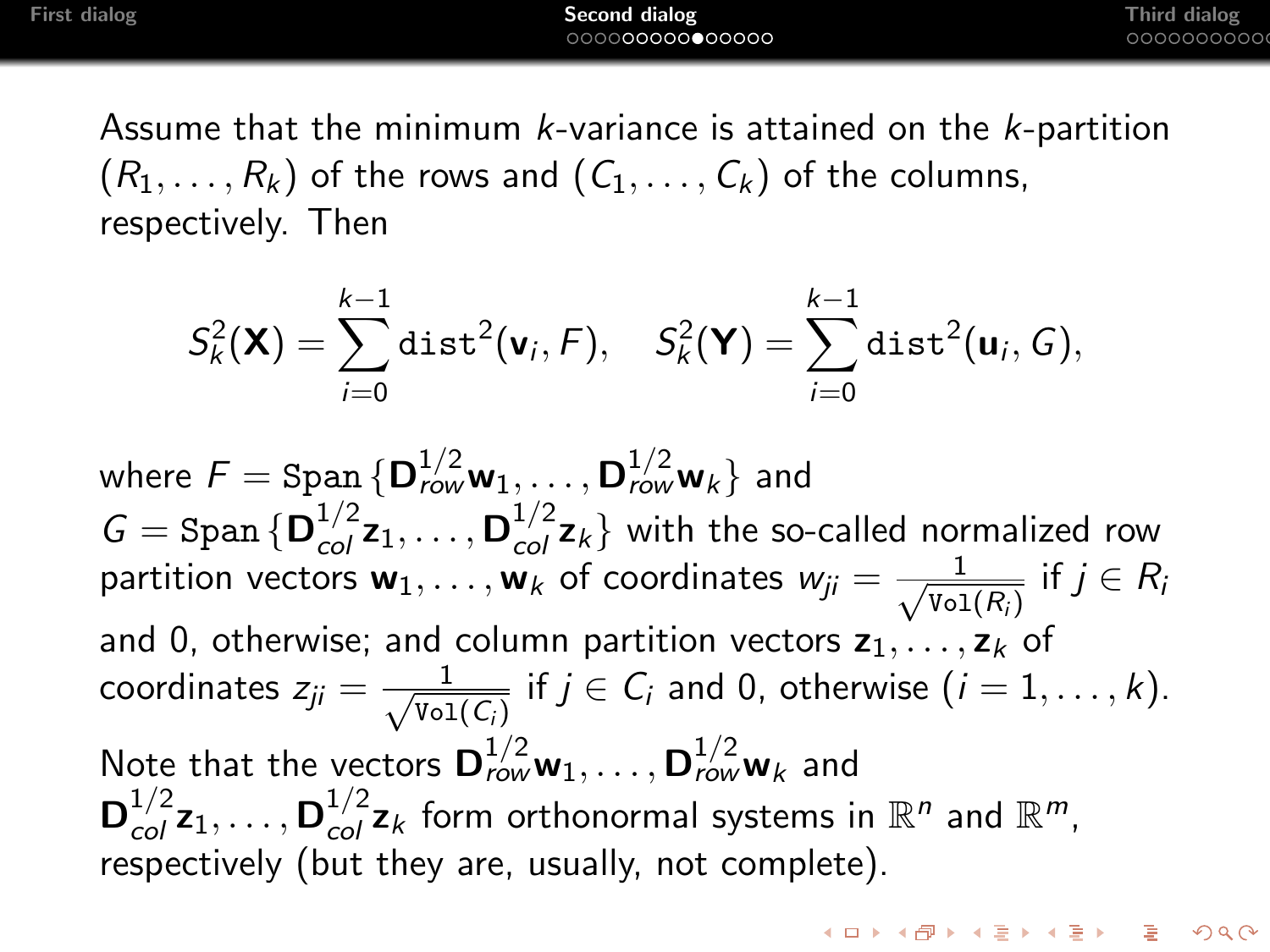Assume that the minimum $k$-variance is attained on the $k$-partition $(R_1, \dots, R_k)$ of the rows and $(C_1, \dots, C_k)$ of the columns, respectively. Then

$$S_k^2(\mathbf{X}) = \sum_{i=0}^{k-1} \mathtt{dist}^2(\mathbf{v}_i, F), \quad S_k^2(\mathbf{Y}) = \sum_{i=0}^{k-1} \mathtt{dist}^2(\mathbf{u}_i, G),$$

where $F = \mathtt{Span}\,\{\mathbf{D}_{row}^{1/2}\mathbf{w}_1, \dots, \mathbf{D}_{row}^{1/2}\mathbf{w}_k\}$ and $G = \mathtt{Span}\,\{\mathbf{D}_{col}^{1/2}\mathbf{z}_1, \dots, \mathbf{D}_{col}^{1/2}\mathbf{z}_k\}$ with the so-called normalized row partition vectors $\mathbf{w}_1, \dots, \mathbf{w}_k$ of coordinates $w_{ji} = \frac{1}{\sqrt{\mathtt{Vol}(R_i)}}$ if $j \in R_i$ and 0, otherwise; and column partition vectors $\mathbf{z}_1, \dots, \mathbf{z}_k$ of coordinates $z_{ji} = \frac{1}{\sqrt{\mathtt{Vol}(C_i)}}$ if $j \in C_i$ and 0, otherwise $(i = 1, \dots, k)$.

Note that the vectors $\mathbf{D}_{row}^{1/2}\mathbf{w}_1, \dots, \mathbf{D}_{row}^{1/2}\mathbf{w}_k$ and $\mathbf{D}_{col}^{1/2}\mathbf{z}_1, \dots, \mathbf{D}_{col}^{1/2}\mathbf{z}_k$ form orthonormal systems in $\mathbb{R}^n$ and $\mathbb{R}^m$, respectively (but they are, usually, not complete).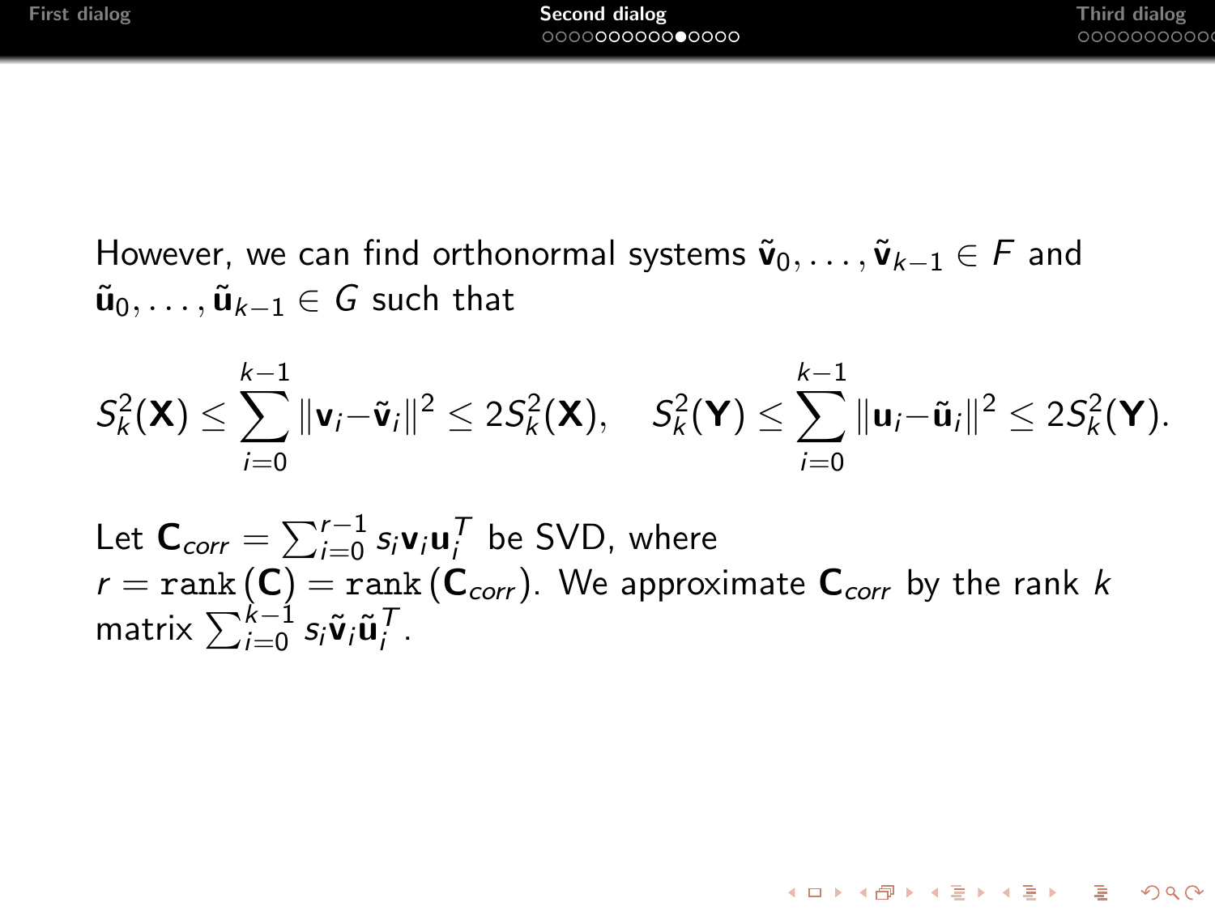However, we can find orthonormal systems $\tilde{\mathbf{v}}_0, \ldots, \tilde{\mathbf{v}}_{k-1} \in F$ and $\tilde{\mathbf{u}}_0, \ldots, \tilde{\mathbf{u}}_{k-1} \in G$ such that

$$S_k^2(\mathbf{X}) \leq \sum_{i=0}^{k-1} \|\mathbf{v}_i - \tilde{\mathbf{v}}_i\|^2 \leq 2S_k^2(\mathbf{X}), \quad S_k^2(\mathbf{Y}) \leq \sum_{i=0}^{k-1} \|\mathbf{u}_i - \tilde{\mathbf{u}}_i\|^2 \leq 2S_k^2(\mathbf{Y}).$$

Let $\mathbf{C}_{corr} = \sum_{i=0}^{r-1} s_i \mathbf{v}_i \mathbf{u}_i^T$ be SVD, where $r = \mathtt{rank}\,(\mathbf{C}) = \mathtt{rank}\,(\mathbf{C}_{corr})$. We approximate $\mathbf{C}_{corr}$ by the rank $k$ matrix $\sum_{i=0}^{k-1} s_i \tilde{\mathbf{v}}_i \tilde{\mathbf{u}}_i^T$.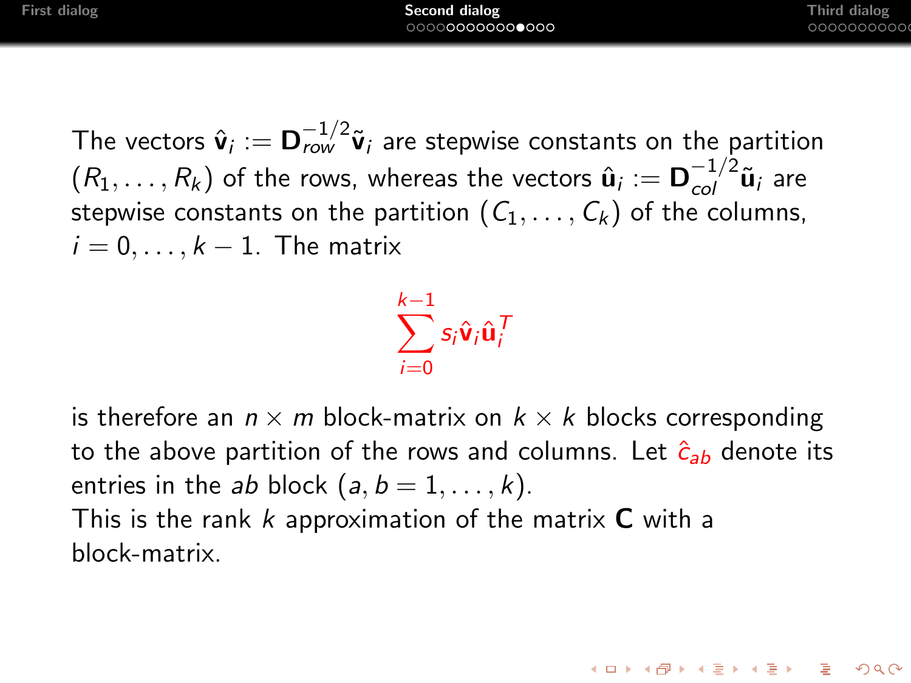The vectors $\hat{\mathbf{v}}_i := \mathbf{D}_{row}^{-1/2}\tilde{\mathbf{v}}_i$ are stepwise constants on the partition $(R_1, \dots, R_k)$ of the rows, whereas the vectors $\hat{\mathbf{u}}_i := \mathbf{D}_{col}^{-1/2}\tilde{\mathbf{u}}_i$ are stepwise constants on the partition $(C_1, \dots, C_k)$ of the columns, $i = 0, \dots, k-1$. The matrix

$$\sum_{i=0}^{k-1} s_i \hat{\mathbf{v}}_i \hat{\mathbf{u}}_i^T$$

is therefore an $n \times m$ block-matrix on $k \times k$ blocks corresponding to the above partition of the rows and columns. Let $\hat{c}_{ab}$ denote its entries in the $ab$ block $(a, b = 1, \dots, k)$.
This is the rank $k$ approximation of the matrix $\mathbf{C}$ with a block-matrix.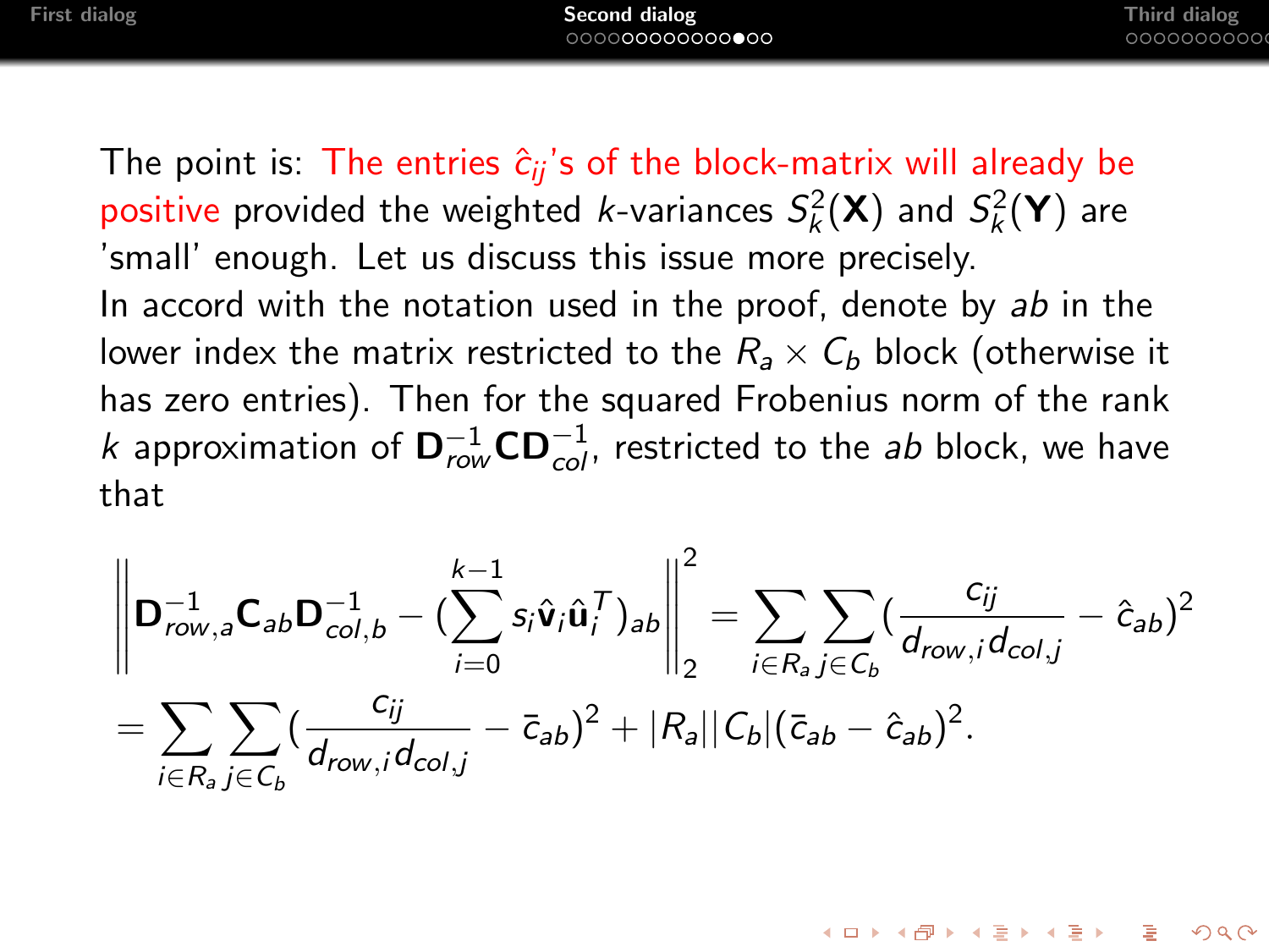The point is: The entries $\hat{c}_{ij}$'s of the block-matrix will already be positive provided the weighted $k$-variances $S_k^2(\mathbf{X})$ and $S_k^2(\mathbf{Y})$ are 'small' enough. Let us discuss this issue more precisely.

In accord with the notation used in the proof, denote by $ab$ in the lower index the matrix restricted to the $R_a \times C_b$ block (otherwise it has zero entries). Then for the squared Frobenius norm of the rank $k$ approximation of $\mathbf{D}_{row}^{-1}\mathbf{C}\mathbf{D}_{col}^{-1}$, restricted to the $ab$ block, we have that

$$
\left\| \mathbf{D}_{row,a}^{-1}\mathbf{C}_{ab}\mathbf{D}_{col,b}^{-1} - \left(\sum_{i=0}^{k-1} s_i \hat{\mathbf{v}}_i \hat{\mathbf{u}}_i^T\right)_{ab} \right\|_2^2 = \sum_{i \in R_a} \sum_{j \in C_b} \left(\frac{c_{ij}}{d_{row,i} d_{col,j}} - \hat{c}_{ab}\right)^2
$$

$$
= \sum_{i \in R_a} \sum_{j \in C_b} \left(\frac{c_{ij}}{d_{row,i} d_{col,j}} - \bar{c}_{ab}\right)^2 + |R_a||C_b|(\bar{c}_{ab} - \hat{c}_{ab})^2.
$$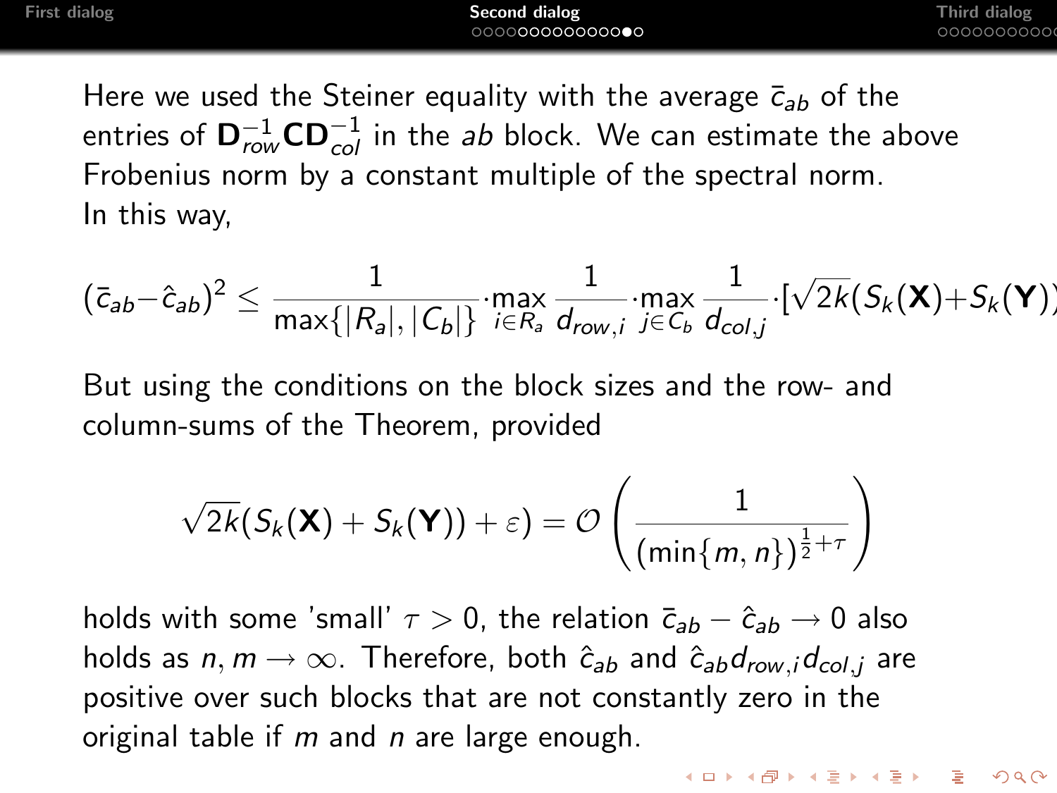Here we used the Steiner equality with the average $\bar{c}_{ab}$ of the entries of $\mathbf{D}_{row}^{-1}\mathbf{C}\mathbf{D}_{col}^{-1}$ in the $ab$ block. We can estimate the above Frobenius norm by a constant multiple of the spectral norm. In this way,

$$(\bar{c}_{ab}-\hat{c}_{ab})^2 \leq \frac{1}{\max\{|R_a|,|C_b|\}} \cdot \max_{i\in R_a} \frac{1}{d_{row,i}} \cdot \max_{j\in C_b} \frac{1}{d_{col,j}} \cdot [\sqrt{2k}(S_k(\mathbf{X})+S_k(\mathbf{Y})$$

But using the conditions on the block sizes and the row- and column-sums of the Theorem, provided

$$\sqrt{2k}(S_k(\mathbf{X}) + S_k(\mathbf{Y})) + \varepsilon) = \mathcal{O}\left(\frac{1}{(\min\{m,n\})^{\frac{1}{2}+\tau}}\right)$$

holds with some 'small' $\tau > 0$, the relation $\bar{c}_{ab} - \hat{c}_{ab} \to 0$ also holds as $n, m \to \infty$. Therefore, both $\hat{c}_{ab}$ and $\hat{c}_{ab}d_{row,i}d_{col,j}$ are positive over such blocks that are not constantly zero in the original table if $m$ and $n$ are large enough.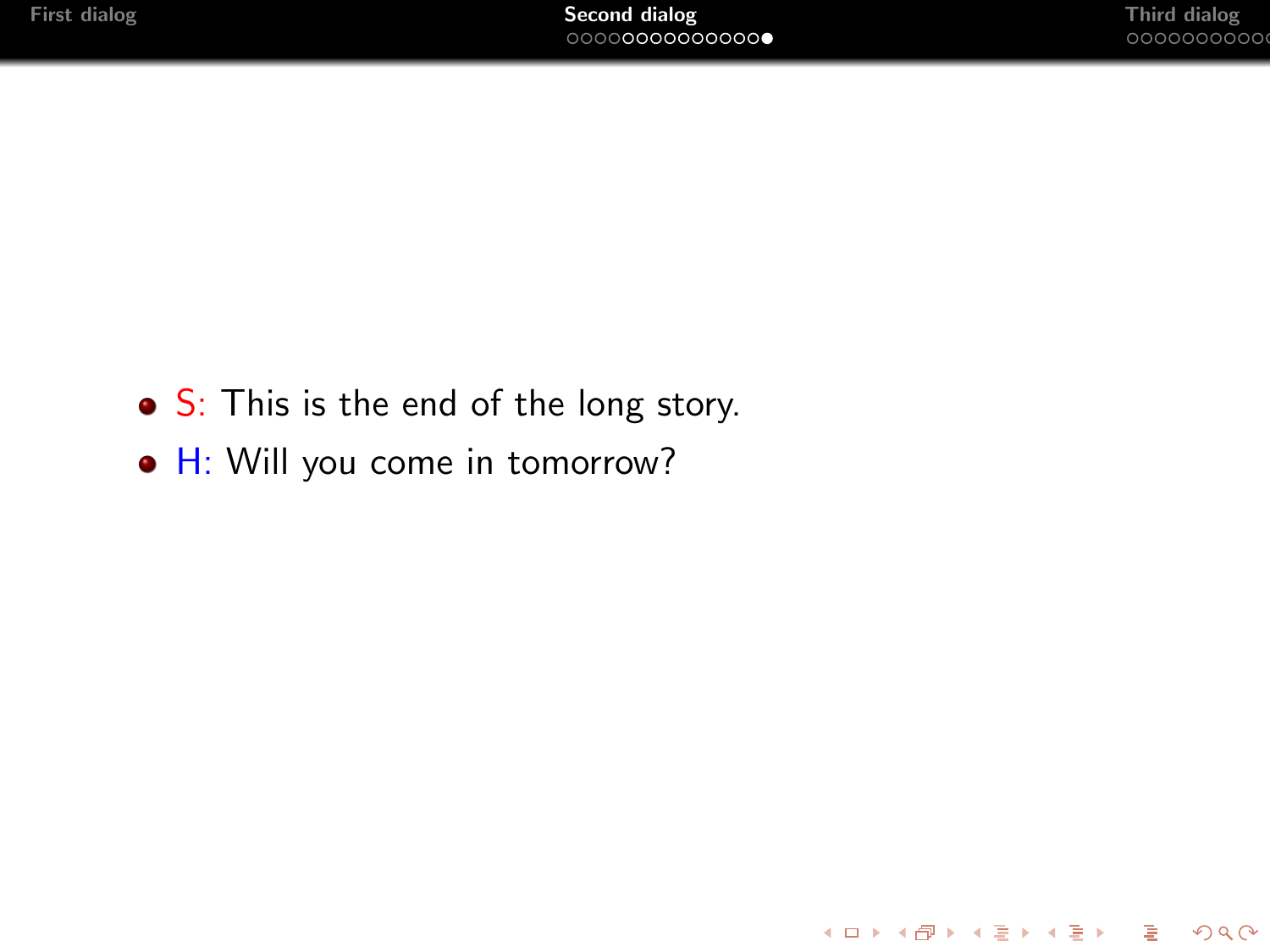- S: This is the end of the long story.
- H: Will you come in tomorrow?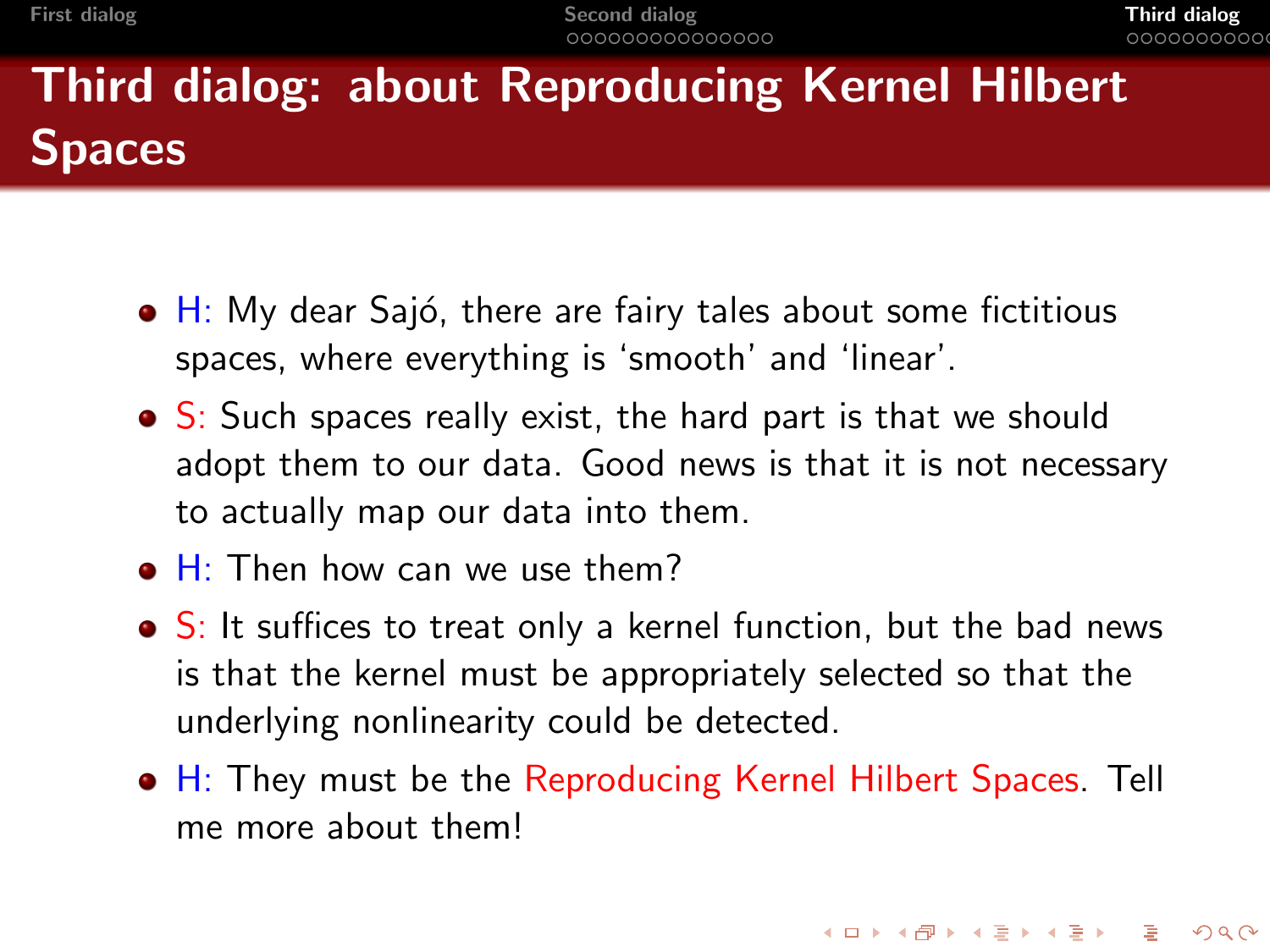# Third dialog: about Reproducing Kernel Hilbert Spaces

- H: My dear Sajó, there are fairy tales about some fictitious spaces, where everything is 'smooth' and 'linear'.
- S: Such spaces really exist, the hard part is that we should adopt them to our data. Good news is that it is not necessary to actually map our data into them.
- H: Then how can we use them?
- S: It suffices to treat only a kernel function, but the bad news is that the kernel must be appropriately selected so that the underlying nonlinearity could be detected.
- H: They must be the Reproducing Kernel Hilbert Spaces. Tell me more about them!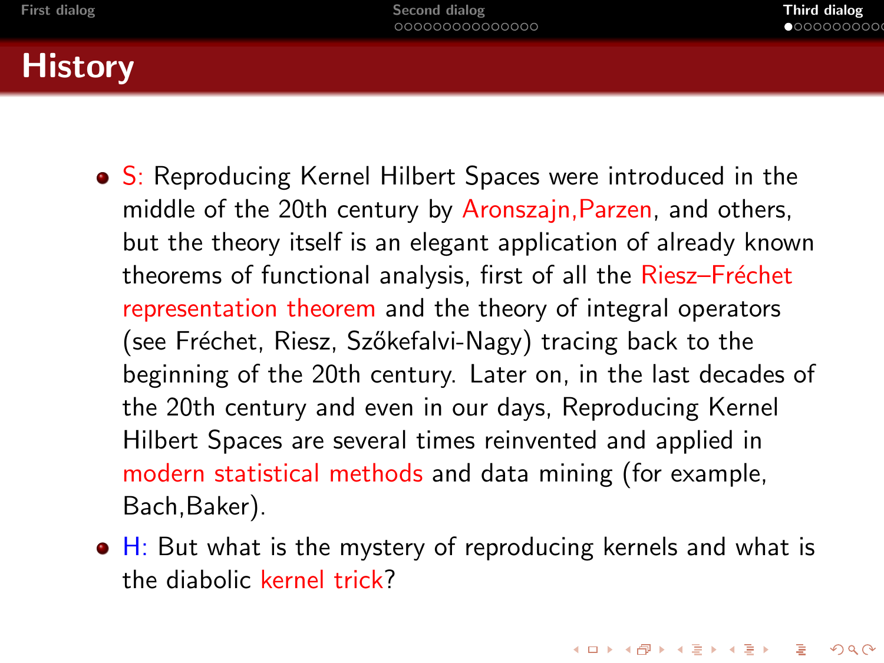# History

- S: Reproducing Kernel Hilbert Spaces were introduced in the middle of the 20th century by Aronszajn,Parzen, and others, but the theory itself is an elegant application of already known theorems of functional analysis, first of all the Riesz–Fréchet representation theorem and the theory of integral operators (see Fréchet, Riesz, Szőkefalvi-Nagy) tracing back to the beginning of the 20th century. Later on, in the last decades of the 20th century and even in our days, Reproducing Kernel Hilbert Spaces are several times reinvented and applied in modern statistical methods and data mining (for example, Bach,Baker).
- H: But what is the mystery of reproducing kernels and what is the diabolic kernel trick?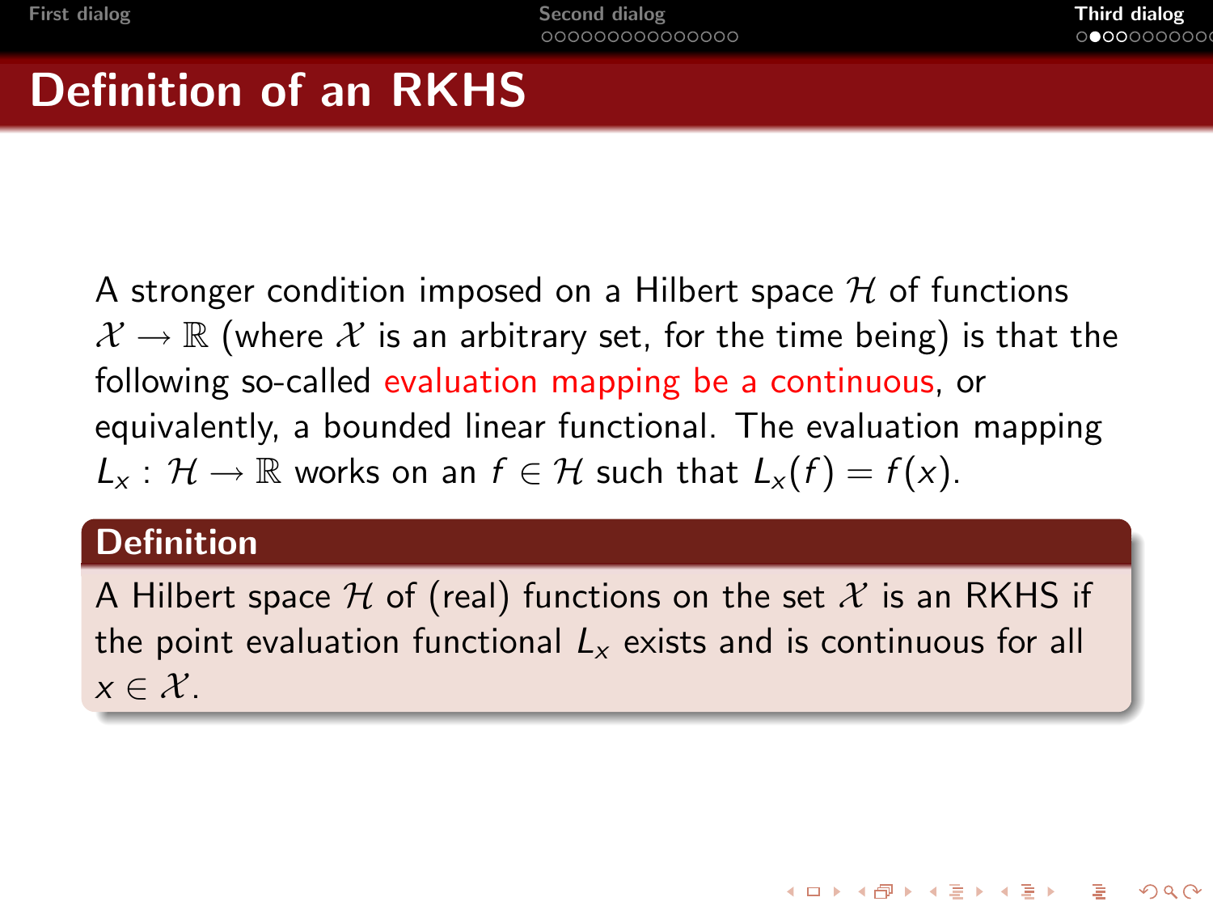# Definition of an RKHS

A stronger condition imposed on a Hilbert space $\mathcal{H}$ of functions $\mathcal{X} \to \mathbb{R}$ (where $\mathcal{X}$ is an arbitrary set, for the time being) is that the following so-called evaluation mapping be a continuous, or equivalently, a bounded linear functional. The evaluation mapping $L_x : \mathcal{H} \to \mathbb{R}$ works on an $f \in \mathcal{H}$ such that $L_x(f) = f(x)$.

**Definition**

A Hilbert space $\mathcal{H}$ of (real) functions on the set $\mathcal{X}$ is an RKHS if the point evaluation functional $L_x$ exists and is continuous for all $x \in \mathcal{X}$.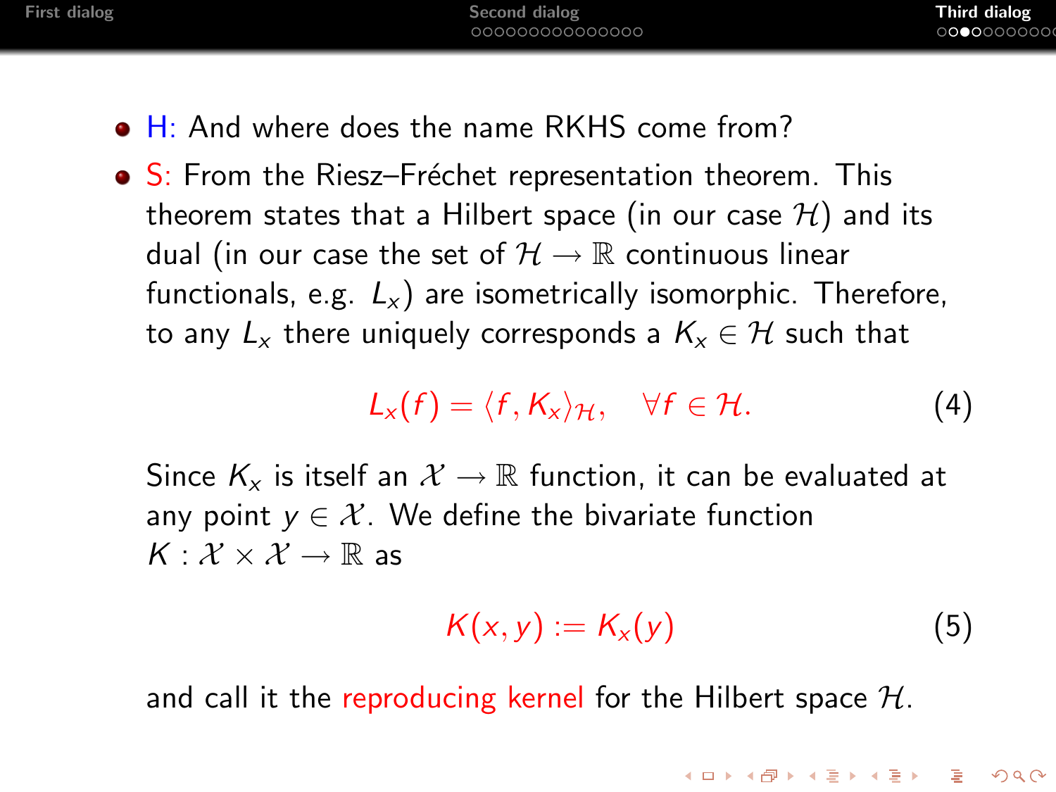- H: And where does the name RKHS come from?
- S: From the Riesz–Fréchet representation theorem. This theorem states that a Hilbert space (in our case $\mathcal{H}$) and its dual (in our case the set of $\mathcal{H} \to \mathbb{R}$ continuous linear functionals, e.g. $L_x$) are isometrically isomorphic. Therefore, to any $L_x$ there uniquely corresponds a $K_x \in \mathcal{H}$ such that

$$L_x(f) = \langle f, K_x \rangle_{\mathcal{H}}, \quad \forall f \in \mathcal{H}. \tag{4}$$

Since $K_x$ is itself an $\mathcal{X} \to \mathbb{R}$ function, it can be evaluated at any point $y \in \mathcal{X}$. We define the bivariate function $K : \mathcal{X} \times \mathcal{X} \to \mathbb{R}$ as

$$K(x, y) := K_x(y) \tag{5}$$

and call it the reproducing kernel for the Hilbert space $\mathcal{H}$.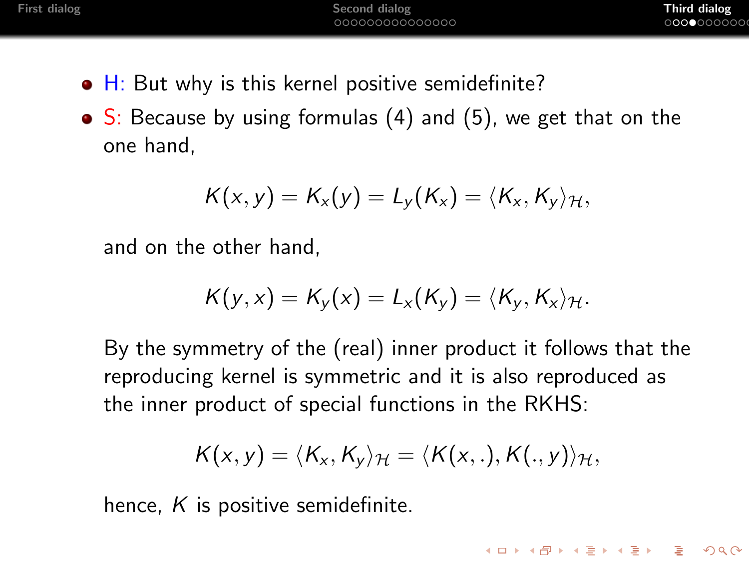- H: But why is this kernel positive semidefinite?
- S: Because by using formulas (4) and (5), we get that on the one hand,

$$K(x, y) = K_x(y) = L_y(K_x) = \langle K_x, K_y \rangle_{\mathcal{H}},$$

  and on the other hand,

$$K(y, x) = K_y(x) = L_x(K_y) = \langle K_y, K_x \rangle_{\mathcal{H}}.$$

  By the symmetry of the (real) inner product it follows that the reproducing kernel is symmetric and it is also reproduced as the inner product of special functions in the RKHS:

$$K(x, y) = \langle K_x, K_y \rangle_{\mathcal{H}} = \langle K(x, .), K(., y) \rangle_{\mathcal{H}},$$

  hence, $K$ is positive semidefinite.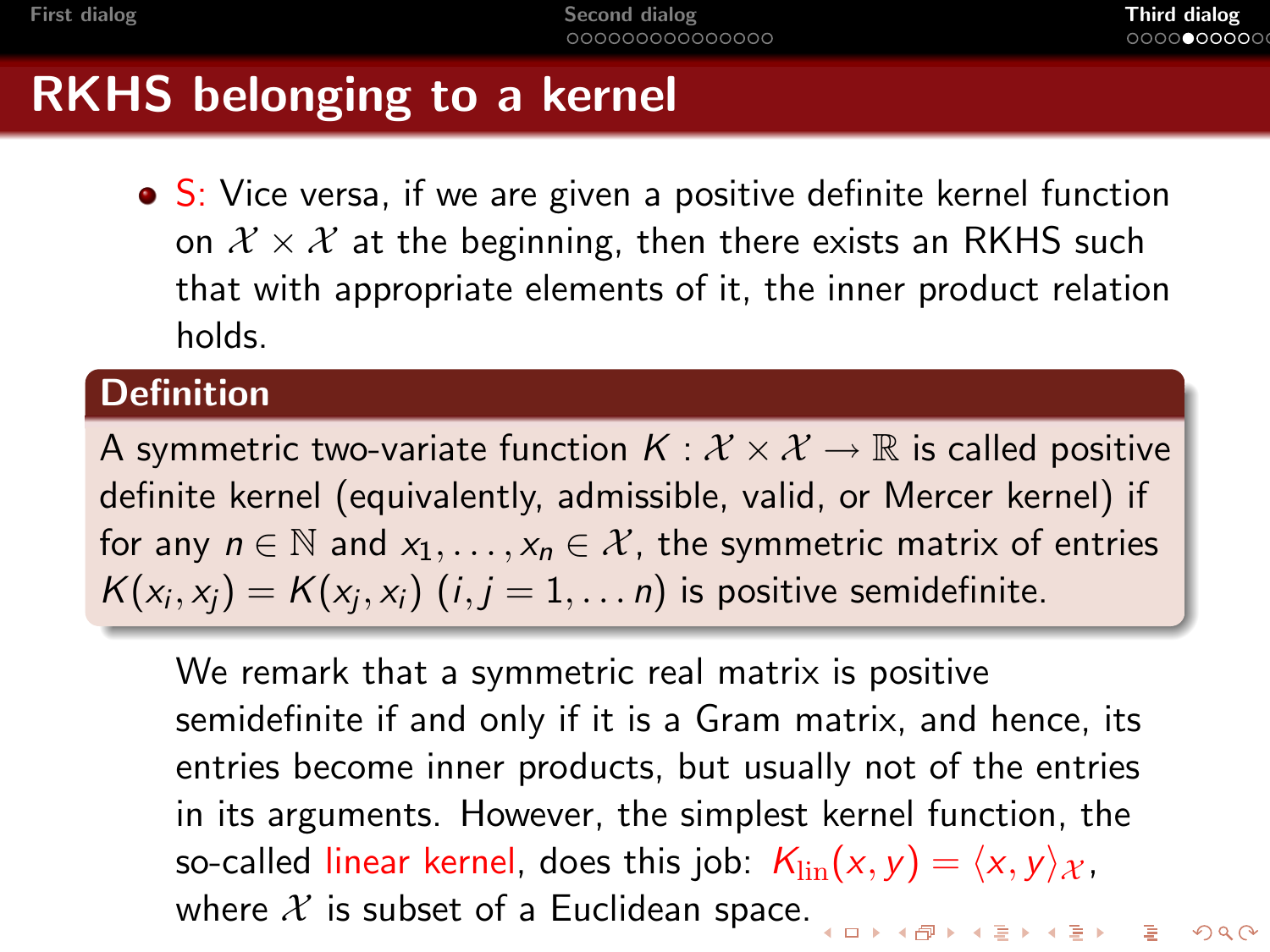# RKHS belonging to a kernel

- S: Vice versa, if we are given a positive definite kernel function on $\mathcal{X} \times \mathcal{X}$ at the beginning, then there exists an RKHS such that with appropriate elements of it, the inner product relation holds.

**Definition**

A symmetric two-variate function $K : \mathcal{X} \times \mathcal{X} \to \mathbb{R}$ is called positive definite kernel (equivalently, admissible, valid, or Mercer kernel) if for any $n \in \mathbb{N}$ and $x_1, \dots, x_n \in \mathcal{X}$, the symmetric matrix of entries $K(x_i, x_j) = K(x_j, x_i)$ $(i, j = 1, \dots n)$ is positive semidefinite.

We remark that a symmetric real matrix is positive semidefinite if and only if it is a Gram matrix, and hence, its entries become inner products, but usually not of the entries in its arguments. However, the simplest kernel function, the so-called linear kernel, does this job: $K_{\mathrm{lin}}(x, y) = \langle x, y \rangle_{\mathcal{X}}$, where $\mathcal{X}$ is subset of a Euclidean space.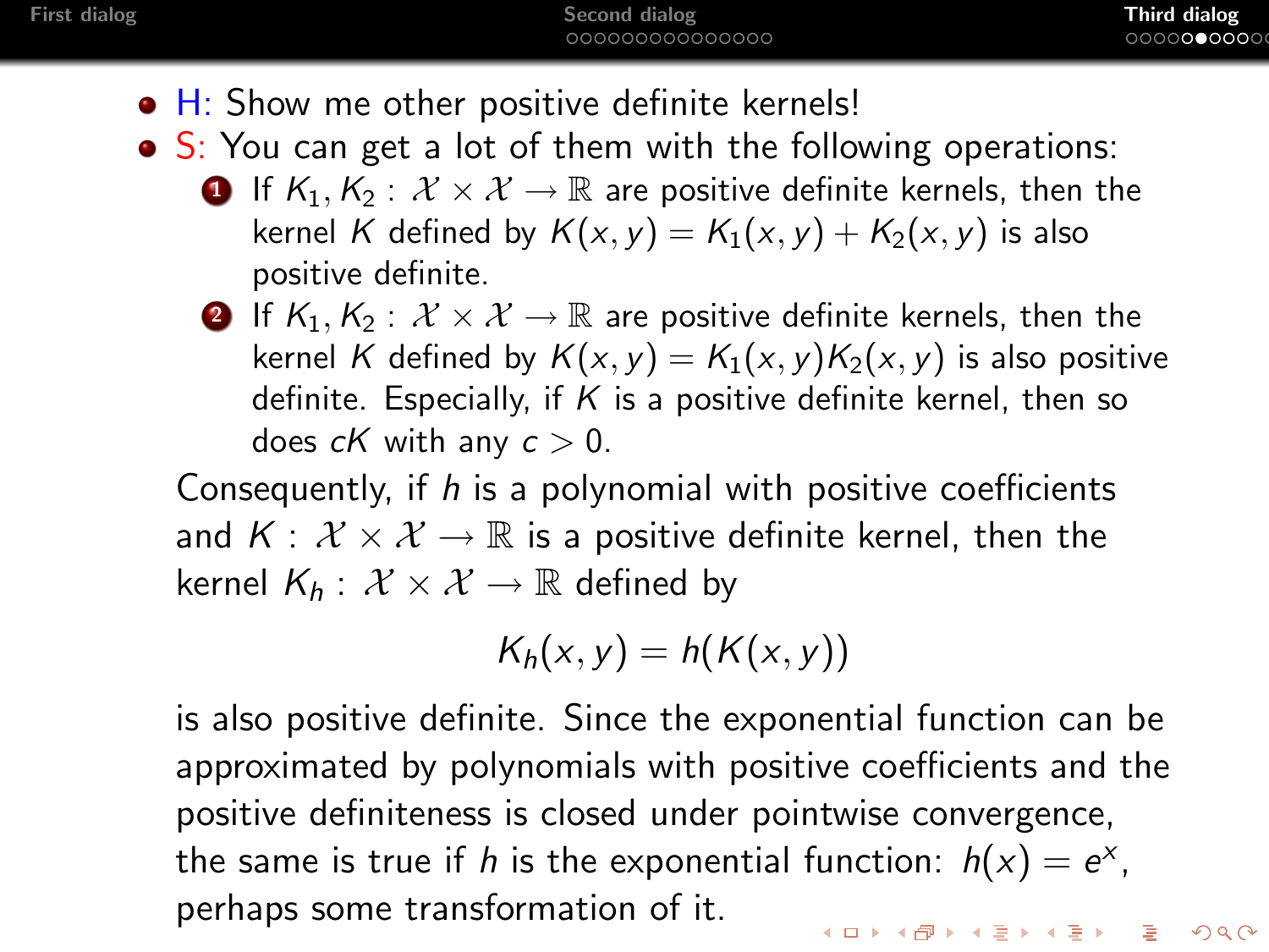- H: Show me other positive definite kernels!
- S: You can get a lot of them with the following operations:
  1. If $K_1, K_2 : \mathcal{X} \times \mathcal{X} \to \mathbb{R}$ are positive definite kernels, then the kernel $K$ defined by $K(x,y) = K_1(x,y) + K_2(x,y)$ is also positive definite.
  2. If $K_1, K_2 : \mathcal{X} \times \mathcal{X} \to \mathbb{R}$ are positive definite kernels, then the kernel $K$ defined by $K(x,y) = K_1(x,y)K_2(x,y)$ is also positive definite. Especially, if $K$ is a positive definite kernel, then so does $cK$ with any $c > 0$.

  Consequently, if $h$ is a polynomial with positive coefficients and $K : \mathcal{X} \times \mathcal{X} \to \mathbb{R}$ is a positive definite kernel, then the kernel $K_h : \mathcal{X} \times \mathcal{X} \to \mathbb{R}$ defined by

$$K_h(x,y) = h(K(x,y))$$

  is also positive definite. Since the exponential function can be approximated by polynomials with positive coefficients and the positive definiteness is closed under pointwise convergence, the same is true if $h$ is the exponential function: $h(x) = e^x$, perhaps some transformation of it.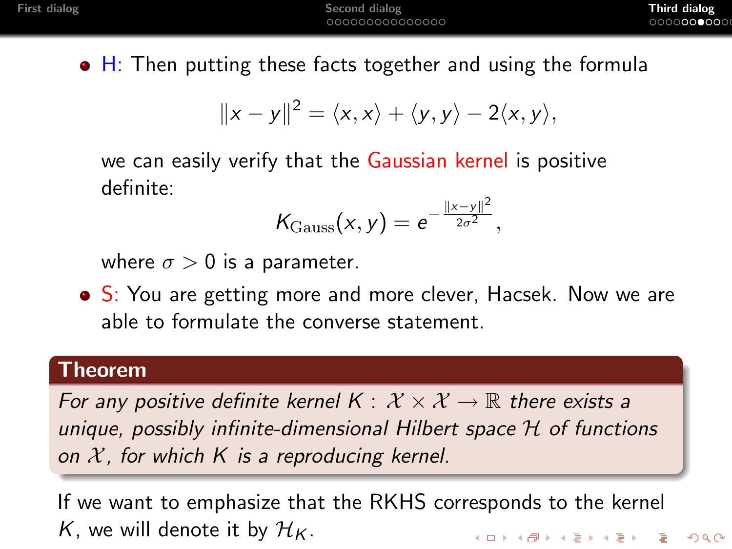- H: Then putting these facts together and using the formula

$$\|x-y\|^2 = \langle x,x\rangle + \langle y,y\rangle - 2\langle x,y\rangle,$$

  we can easily verify that the Gaussian kernel is positive definite:

$$K_{\mathrm{Gauss}}(x,y) = e^{-\frac{\|x-y\|^2}{2\sigma^2}},$$

  where $\sigma > 0$ is a parameter.

- S: You are getting more and more clever, Hacsek. Now we are able to formulate the converse statement.

**Theorem**

*For any positive definite kernel $K : \mathcal{X} \times \mathcal{X} \to \mathbb{R}$ there exists a unique, possibly infinite-dimensional Hilbert space $\mathcal{H}$ of functions on $\mathcal{X}$, for which $K$ is a reproducing kernel.*

If we want to emphasize that the RKHS corresponds to the kernel $K$, we will denote it by $\mathcal{H}_K$.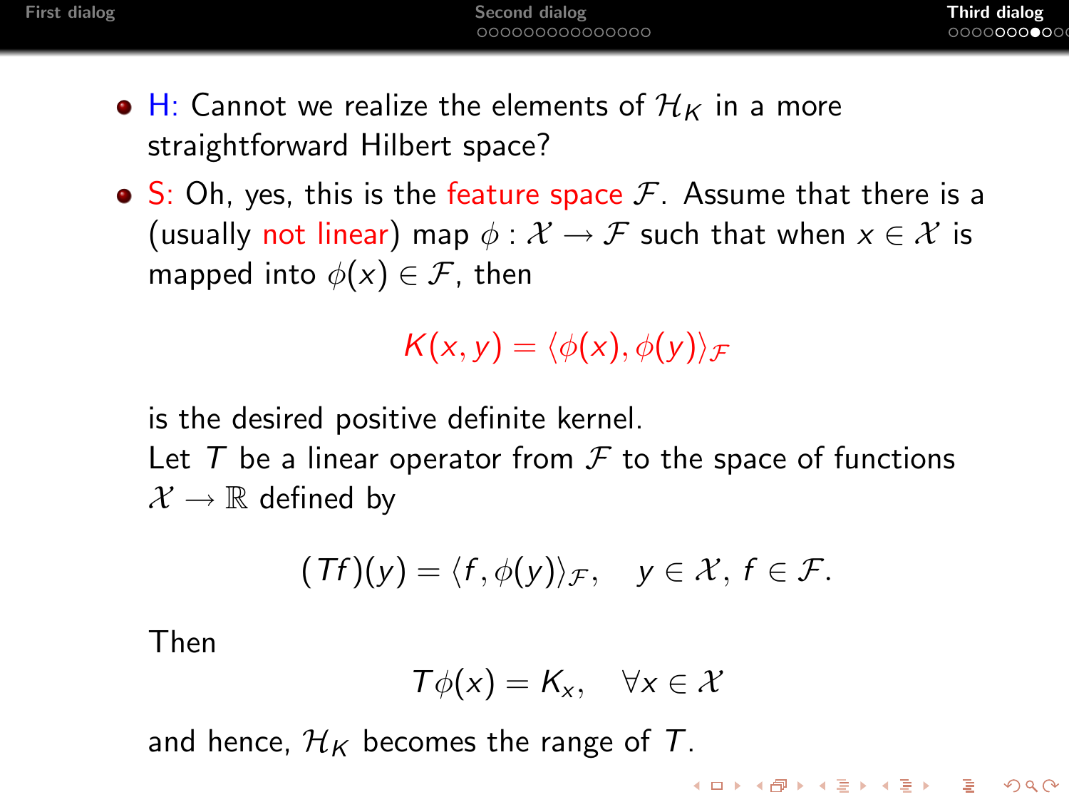- H: Cannot we realize the elements of $\mathcal{H}_K$ in a more straightforward Hilbert space?
- S: Oh, yes, this is the feature space $\mathcal{F}$. Assume that there is a (usually not linear) map $\phi : \mathcal{X} \to \mathcal{F}$ such that when $x \in \mathcal{X}$ is mapped into $\phi(x) \in \mathcal{F}$, then

$$K(x, y) = \langle \phi(x), \phi(y) \rangle_{\mathcal{F}}$$

is the desired positive definite kernel.
Let $T$ be a linear operator from $\mathcal{F}$ to the space of functions $\mathcal{X} \to \mathbb{R}$ defined by

$$(Tf)(y) = \langle f, \phi(y) \rangle_{\mathcal{F}}, \quad y \in \mathcal{X},\, f \in \mathcal{F}.$$

Then

$$T\phi(x) = K_x, \quad \forall x \in \mathcal{X}$$

and hence, $\mathcal{H}_K$ becomes the range of $T$.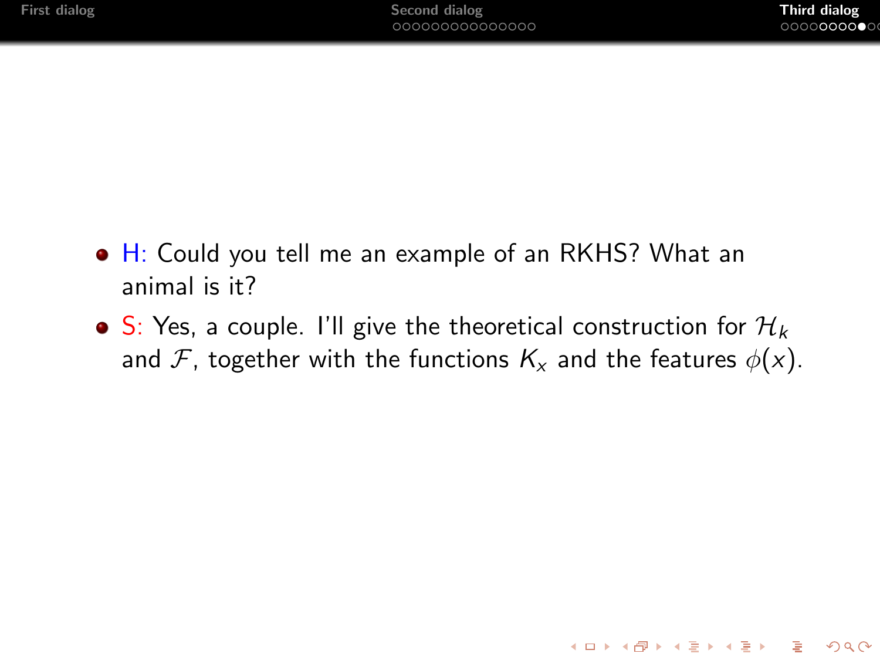- H: Could you tell me an example of an RKHS? What an animal is it?
- S: Yes, a couple. I'll give the theoretical construction for $\mathcal{H}_k$ and $\mathcal{F}$, together with the functions $K_x$ and the features $\phi(x)$.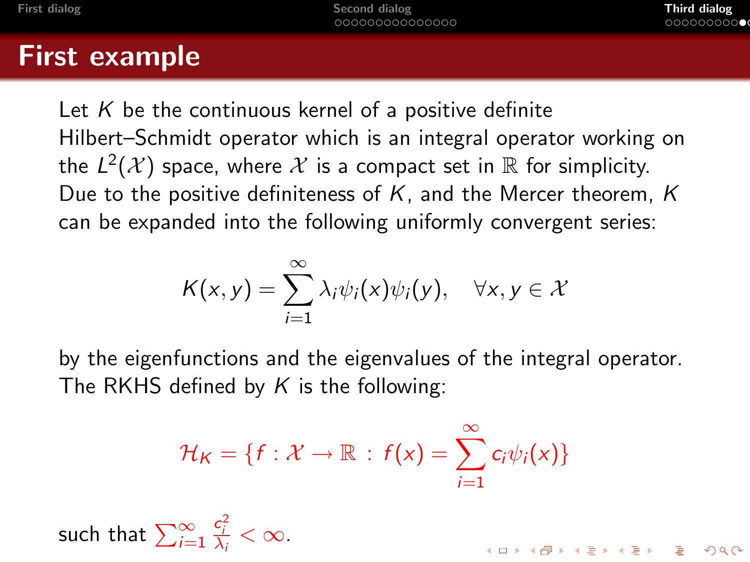# First example

Let $K$ be the continuous kernel of a positive definite Hilbert–Schmidt operator which is an integral operator working on the $L^2(\mathcal{X})$ space, where $\mathcal{X}$ is a compact set in $\mathbb{R}$ for simplicity. Due to the positive definiteness of $K$, and the Mercer theorem, $K$ can be expanded into the following uniformly convergent series:

$$K(x, y) = \sum_{i=1}^{\infty} \lambda_i \psi_i(x)\psi_i(y), \quad \forall x, y \in \mathcal{X}$$

by the eigenfunctions and the eigenvalues of the integral operator. The RKHS defined by $K$ is the following:

$$\mathcal{H}_K = \{f : \mathcal{X} \to \mathbb{R} \, : \, f(x) = \sum_{i=1}^{\infty} c_i \psi_i(x)\}$$

such that $\sum_{i=1}^{\infty} \frac{c_i^2}{\lambda_i} < \infty$.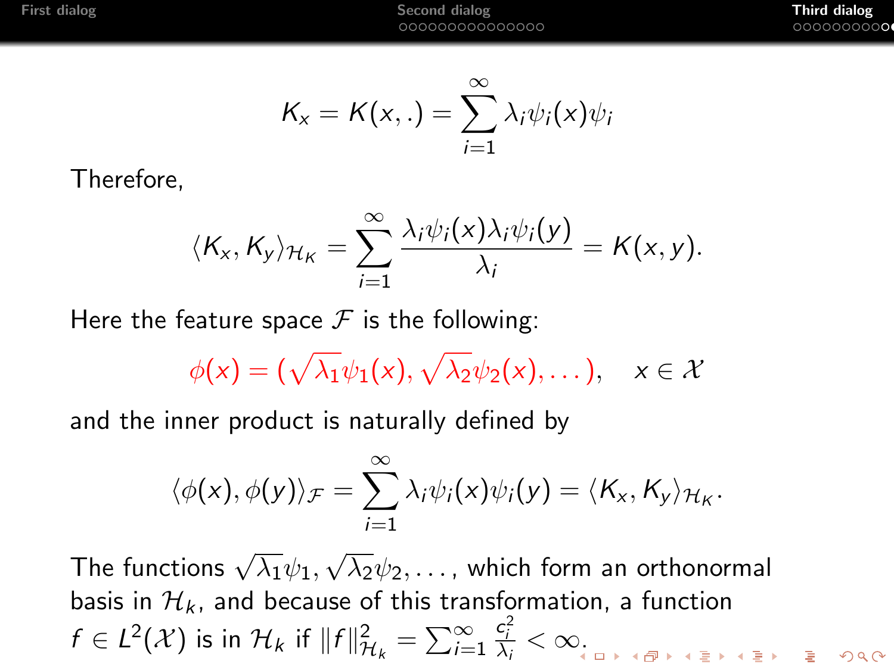$$K_x = K(x, .) = \sum_{i=1}^{\infty} \lambda_i \psi_i(x) \psi_i$$

Therefore,

$$\langle K_x, K_y \rangle_{\mathcal{H}_K} = \sum_{i=1}^{\infty} \frac{\lambda_i \psi_i(x) \lambda_i \psi_i(y)}{\lambda_i} = K(x, y).$$

Here the feature space $\mathcal{F}$ is the following:

$$\phi(x) = (\sqrt{\lambda_1}\psi_1(x), \sqrt{\lambda_2}\psi_2(x), \dots), \quad x \in \mathcal{X}$$

and the inner product is naturally defined by

$$\langle \phi(x), \phi(y) \rangle_{\mathcal{F}} = \sum_{i=1}^{\infty} \lambda_i \psi_i(x) \psi_i(y) = \langle K_x, K_y \rangle_{\mathcal{H}_K}.$$

The functions $\sqrt{\lambda_1}\psi_1, \sqrt{\lambda_2}\psi_2, \dots,$ which form an orthonormal basis in $\mathcal{H}_k$, and because of this transformation, a function $f \in L^2(\mathcal{X})$ is in $\mathcal{H}_k$ if $\|f\|^2_{\mathcal{H}_k} = \sum_{i=1}^{\infty} \frac{c_i^2}{\lambda_i} < \infty$.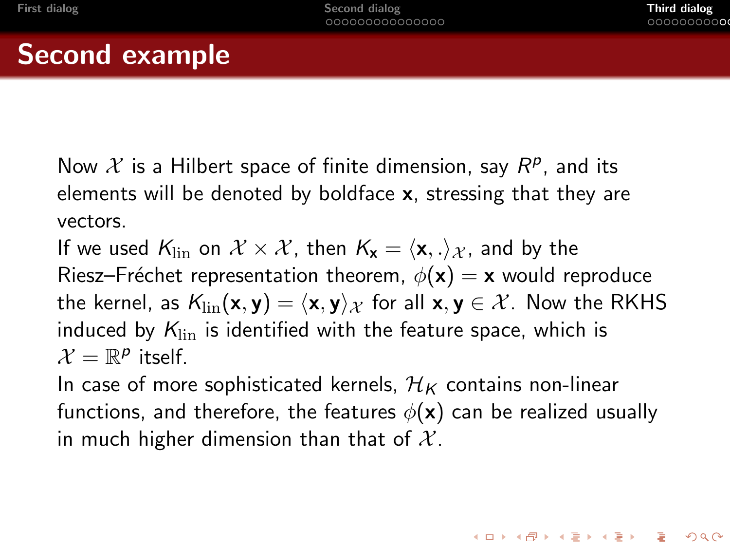# Second example

Now $\mathcal{X}$ is a Hilbert space of finite dimension, say $R^p$, and its elements will be denoted by boldface $\mathbf{x}$, stressing that they are vectors.

If we used $K_{\text{lin}}$ on $\mathcal{X} \times \mathcal{X}$, then $K_{\mathbf{x}} = \langle \mathbf{x}, . \rangle_{\mathcal{X}}$, and by the Riesz–Fréchet representation theorem, $\phi(\mathbf{x}) = \mathbf{x}$ would reproduce the kernel, as $K_{\text{lin}}(\mathbf{x}, \mathbf{y}) = \langle \mathbf{x}, \mathbf{y} \rangle_{\mathcal{X}}$ for all $\mathbf{x}, \mathbf{y} \in \mathcal{X}$. Now the RKHS induced by $K_{\text{lin}}$ is identified with the feature space, which is $\mathcal{X} = \mathbb{R}^p$ itself.

In case of more sophisticated kernels, $\mathcal{H}_K$ contains non-linear functions, and therefore, the features $\phi(\mathbf{x})$ can be realized usually in much higher dimension than that of $\mathcal{X}$.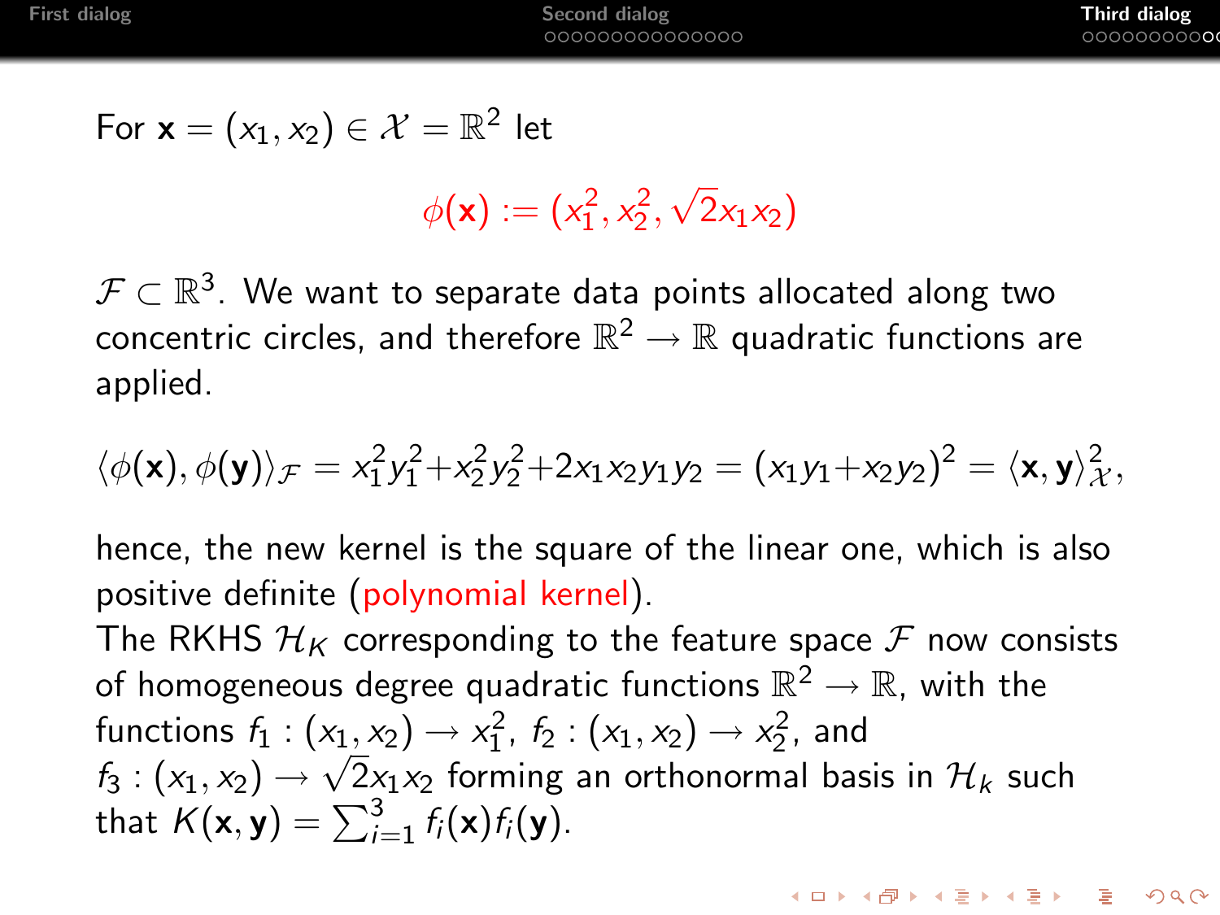For $\mathbf{x} = (x_1, x_2) \in \mathcal{X} = \mathbb{R}^2$ let

$$\phi(\mathbf{x}) := (x_1^2, x_2^2, \sqrt{2}x_1x_2)$$

$\mathcal{F} \subset \mathbb{R}^3$. We want to separate data points allocated along two concentric circles, and therefore $\mathbb{R}^2 \to \mathbb{R}$ quadratic functions are applied.

$$\langle \phi(\mathbf{x}), \phi(\mathbf{y}) \rangle_{\mathcal{F}} = x_1^2 y_1^2 + x_2^2 y_2^2 + 2x_1x_2y_1y_2 = (x_1y_1 + x_2y_2)^2 = \langle \mathbf{x}, \mathbf{y} \rangle_{\mathcal{X}}^2,$$

hence, the new kernel is the square of the linear one, which is also positive definite (polynomial kernel).

The RKHS $\mathcal{H}_K$ corresponding to the feature space $\mathcal{F}$ now consists of homogeneous degree quadratic functions $\mathbb{R}^2 \to \mathbb{R}$, with the functions $f_1 : (x_1, x_2) \to x_1^2$, $f_2 : (x_1, x_2) \to x_2^2$, and $f_3 : (x_1, x_2) \to \sqrt{2}x_1x_2$ forming an orthonormal basis in $\mathcal{H}_k$ such that $K(\mathbf{x}, \mathbf{y}) = \sum_{i=1}^{3} f_i(\mathbf{x}) f_i(\mathbf{y})$.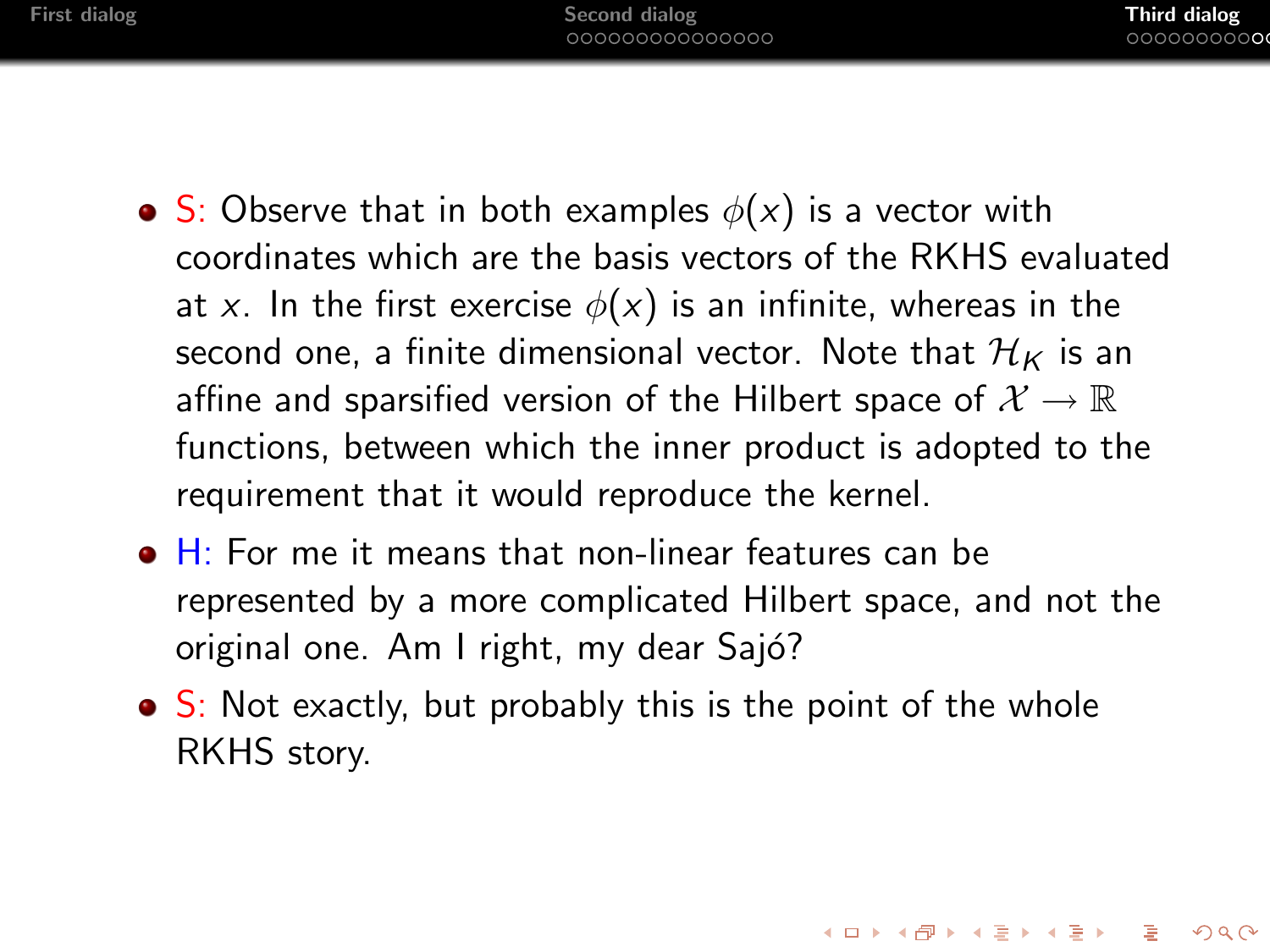- S: Observe that in both examples $\phi(x)$ is a vector with coordinates which are the basis vectors of the RKHS evaluated at $x$. In the first exercise $\phi(x)$ is an infinite, whereas in the second one, a finite dimensional vector. Note that $\mathcal{H}_K$ is an affine and sparsified version of the Hilbert space of $\mathcal{X} \to \mathbb{R}$ functions, between which the inner product is adopted to the requirement that it would reproduce the kernel.
- H: For me it means that non-linear features can be represented by a more complicated Hilbert space, and not the original one. Am I right, my dear Sajó?
- S: Not exactly, but probably this is the point of the whole RKHS story.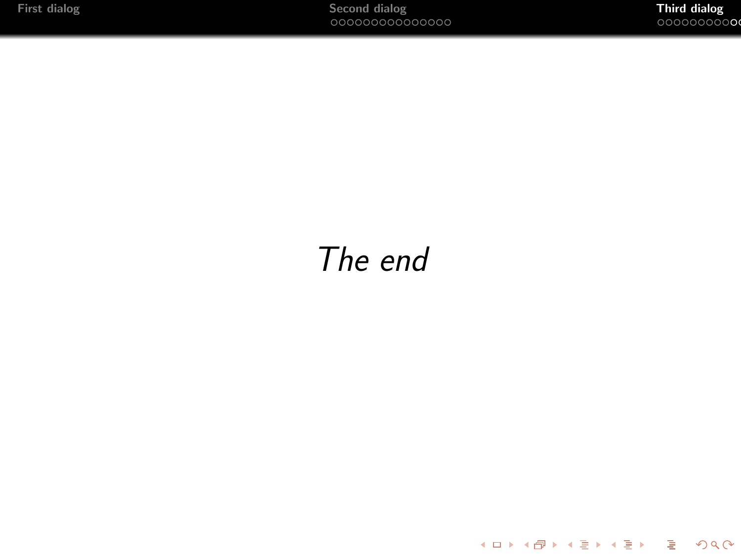*The end*